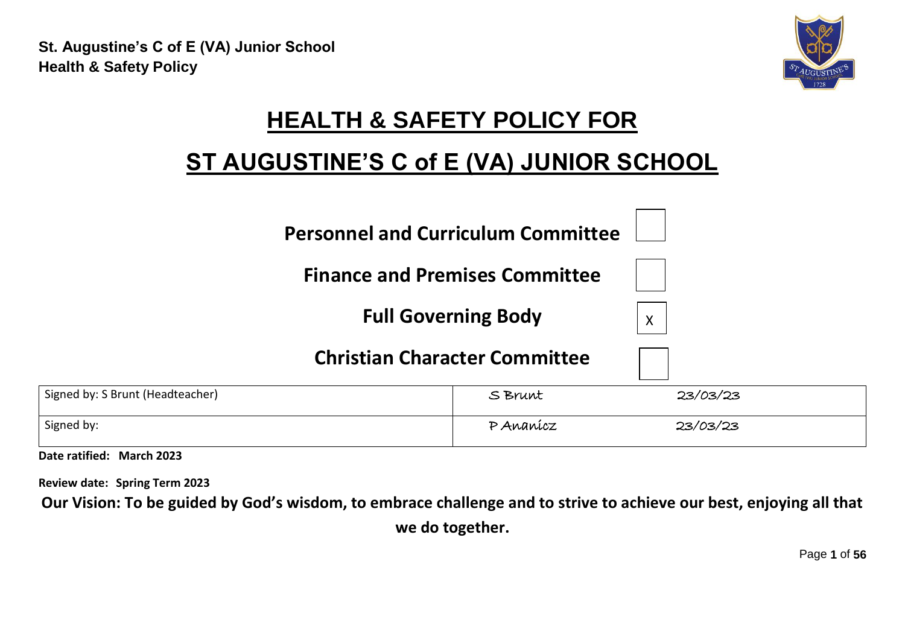# HEALTH & SAFETY POLICY FOR

# ST AUGUSTINE'S C of E (VA) JUNIOR SCHOOL

| Committee | |
|---|---|
| **Personnel and Curriculum Committee** | |
| **Finance and Premises Committee** | |
| **Full Governing Body** | X |
| **Christian Character Committee** | |

| | | |
|---|---|---|
| Signed by: S Brunt (Headteacher) | S Brunt | 23/03/23 |
| Signed by: | P Ananicz | 23/03/23 |

**Date ratified: March 2023**

**Review date: Spring Term 2023**

**Our Vision: To be guided by God's wisdom, to embrace challenge and to strive to achieve our best, enjoying all that we do together.**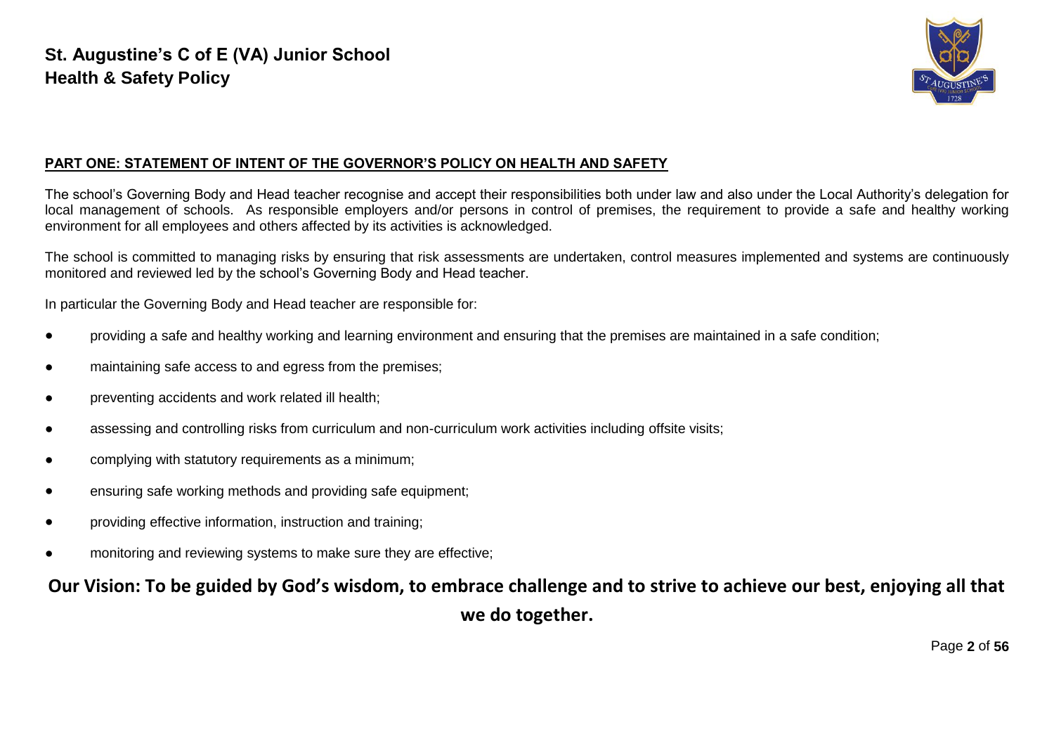## PART ONE: STATEMENT OF INTENT OF THE GOVERNOR'S POLICY ON HEALTH AND SAFETY

The school's Governing Body and Head teacher recognise and accept their responsibilities both under law and also under the Local Authority's delegation for local management of schools. As responsible employers and/or persons in control of premises, the requirement to provide a safe and healthy working environment for all employees and others affected by its activities is acknowledged.

The school is committed to managing risks by ensuring that risk assessments are undertaken, control measures implemented and systems are continuously monitored and reviewed led by the school's Governing Body and Head teacher.

In particular the Governing Body and Head teacher are responsible for:

- providing a safe and healthy working and learning environment and ensuring that the premises are maintained in a safe condition;
- maintaining safe access to and egress from the premises;
- preventing accidents and work related ill health;
- assessing and controlling risks from curriculum and non-curriculum work activities including offsite visits;
- complying with statutory requirements as a minimum;
- ensuring safe working methods and providing safe equipment;
- providing effective information, instruction and training;
- monitoring and reviewing systems to make sure they are effective;

**Our Vision: To be guided by God's wisdom, to embrace challenge and to strive to achieve our best, enjoying all that we do together.**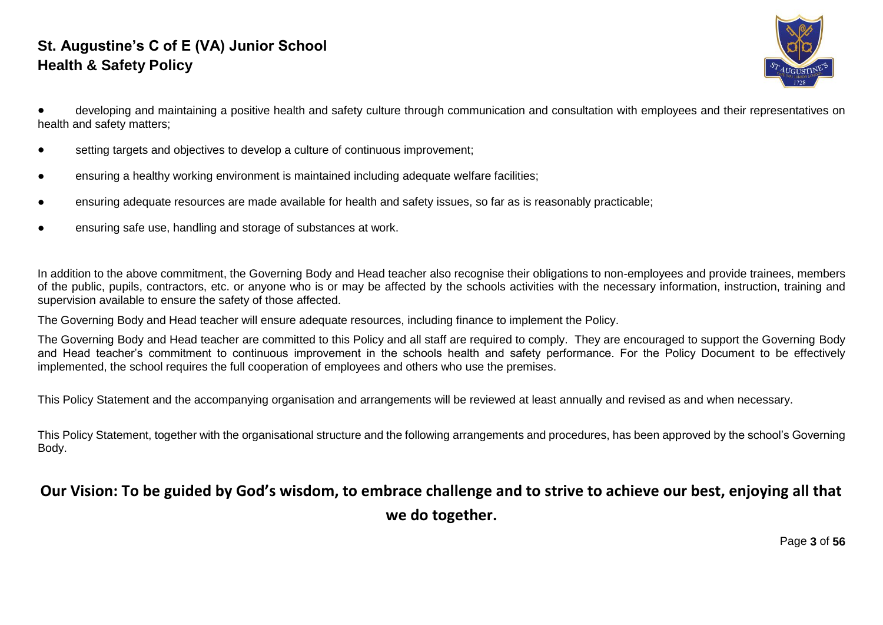- developing and maintaining a positive health and safety culture through communication and consultation with employees and their representatives on health and safety matters;
- setting targets and objectives to develop a culture of continuous improvement;
- ensuring a healthy working environment is maintained including adequate welfare facilities;
- ensuring adequate resources are made available for health and safety issues, so far as is reasonably practicable;
- ensuring safe use, handling and storage of substances at work.

In addition to the above commitment, the Governing Body and Head teacher also recognise their obligations to non-employees and provide trainees, members of the public, pupils, contractors, etc. or anyone who is or may be affected by the schools activities with the necessary information, instruction, training and supervision available to ensure the safety of those affected.

The Governing Body and Head teacher will ensure adequate resources, including finance to implement the Policy.

The Governing Body and Head teacher are committed to this Policy and all staff are required to comply. They are encouraged to support the Governing Body and Head teacher's commitment to continuous improvement in the schools health and safety performance. For the Policy Document to be effectively implemented, the school requires the full cooperation of employees and others who use the premises.

This Policy Statement and the accompanying organisation and arrangements will be reviewed at least annually and revised as and when necessary.

This Policy Statement, together with the organisational structure and the following arrangements and procedures, has been approved by the school's Governing Body.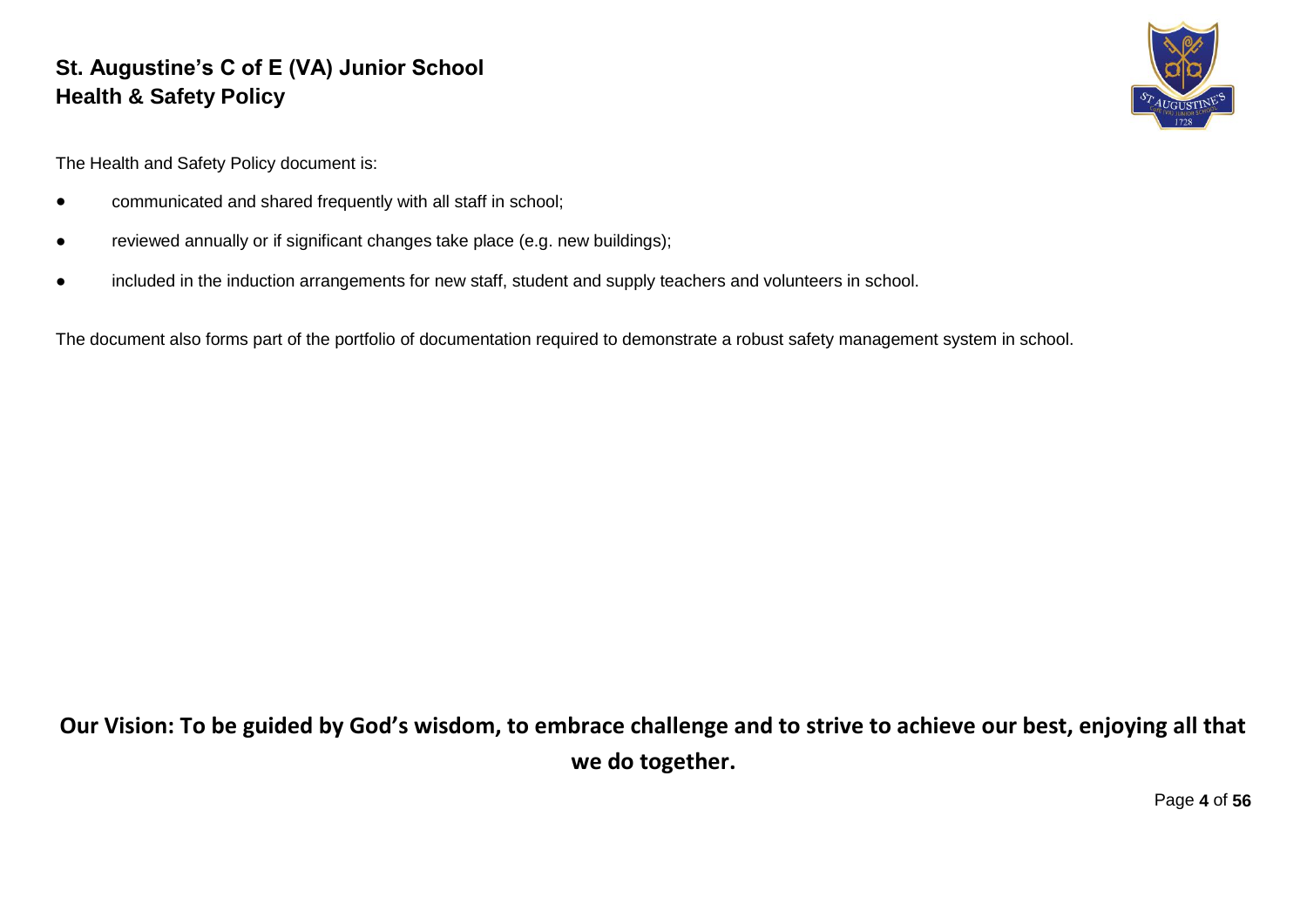The Health and Safety Policy document is:

- communicated and shared frequently with all staff in school;
- reviewed annually or if significant changes take place (e.g. new buildings);
- included in the induction arrangements for new staff, student and supply teachers and volunteers in school.

The document also forms part of the portfolio of documentation required to demonstrate a robust safety management system in school.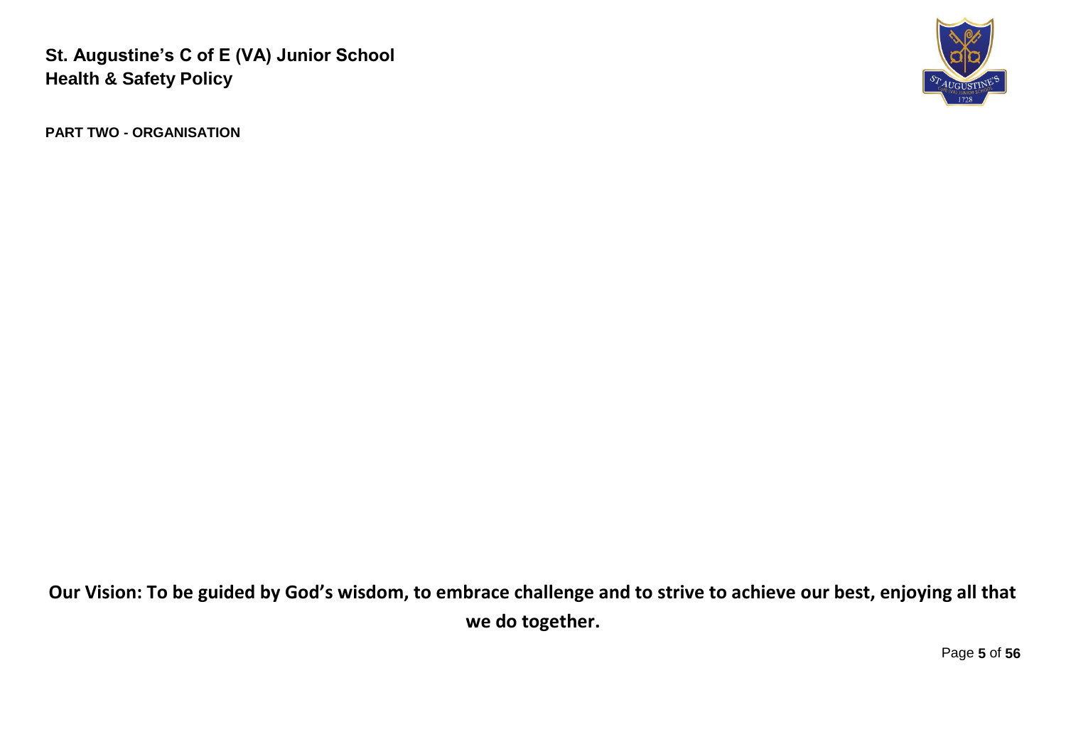**PART TWO - ORGANISATION**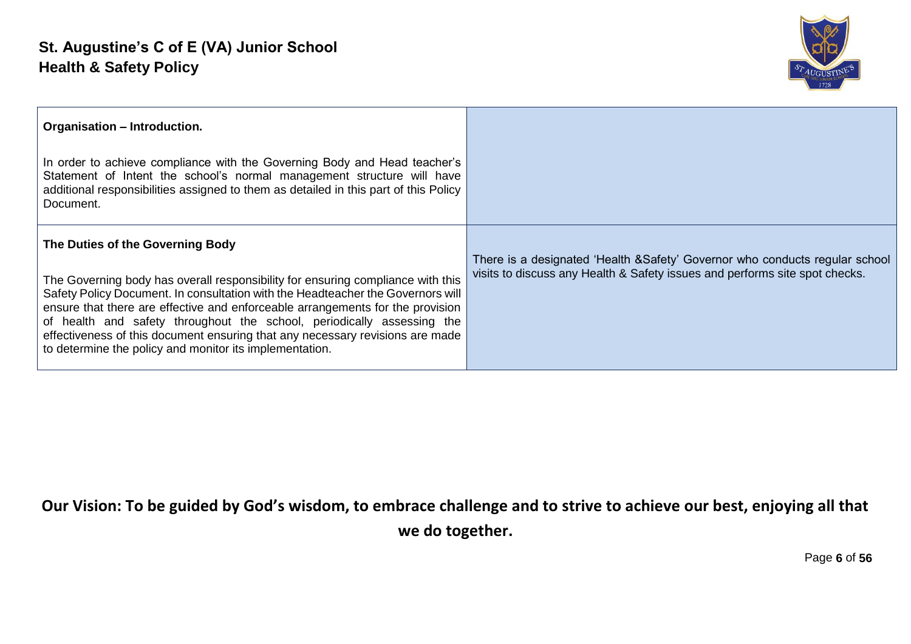| Organisation – Introduction. In order to achieve compliance with the Governing Body and Head teacher's Statement of Intent the school's normal management structure will have additional responsibilities assigned to them as detailed in this part of this Policy Document. | |
| --- | --- |
| **The Duties of the Governing Body** The Governing body has overall responsibility for ensuring compliance with this Safety Policy Document. In consultation with the Headteacher the Governors will ensure that there are effective and enforceable arrangements for the provision of health and safety throughout the school, periodically assessing the effectiveness of this document ensuring that any necessary revisions are made to determine the policy and monitor its implementation. | There is a designated 'Health &Safety' Governor who conducts regular school visits to discuss any Health & Safety issues and performs site spot checks. |

**Our Vision: To be guided by God's wisdom, to embrace challenge and to strive to achieve our best, enjoying all that we do together.**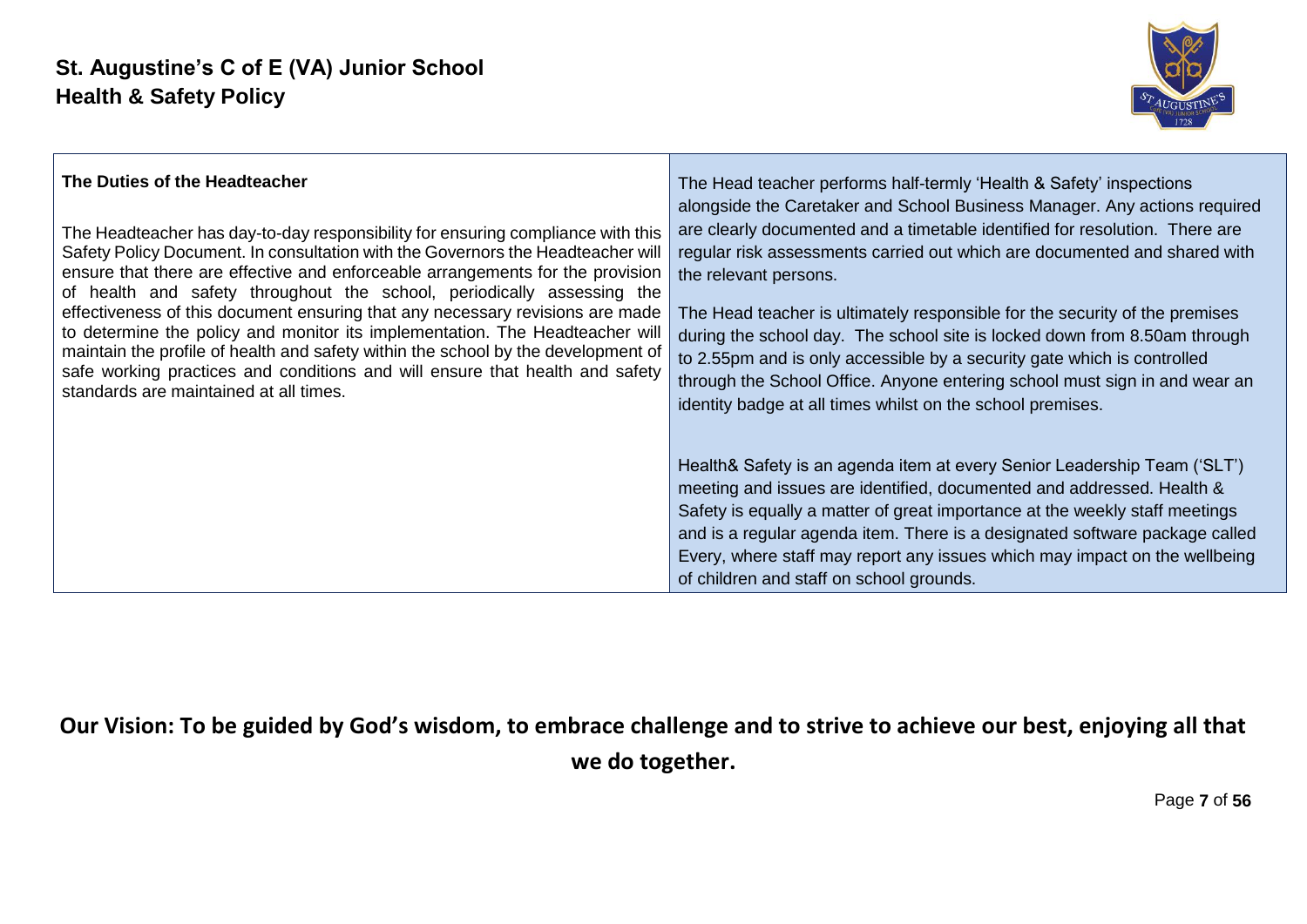| **The Duties of the Headteacher**<br><br>The Headteacher has day-to-day responsibility for ensuring compliance with this Safety Policy Document. In consultation with the Governors the Headteacher will ensure that there are effective and enforceable arrangements for the provision of health and safety throughout the school, periodically assessing the effectiveness of this document ensuring that any necessary revisions are made to determine the policy and monitor its implementation. The Headteacher will maintain the profile of health and safety within the school by the development of safe working practices and conditions and will ensure that health and safety standards are maintained at all times. | The Head teacher performs half-termly 'Health & Safety' inspections alongside the Caretaker and School Business Manager. Any actions required are clearly documented and a timetable identified for resolution. There are regular risk assessments carried out which are documented and shared with the relevant persons.<br><br>The Head teacher is ultimately responsible for the security of the premises during the school day. The school site is locked down from 8.50am through to 2.55pm and is only accessible by a security gate which is controlled through the School Office. Anyone entering school must sign in and wear an identity badge at all times whilst on the school premises.<br><br>Health& Safety is an agenda item at every Senior Leadership Team ('SLT') meeting and issues are identified, documented and addressed. Health & Safety is equally a matter of great importance at the weekly staff meetings and is a regular agenda item. There is a designated software package called Every, where staff may report any issues which may impact on the wellbeing of children and staff on school grounds. |
|---|---|

**Our Vision: To be guided by God's wisdom, to embrace challenge and to strive to achieve our best, enjoying all that we do together.**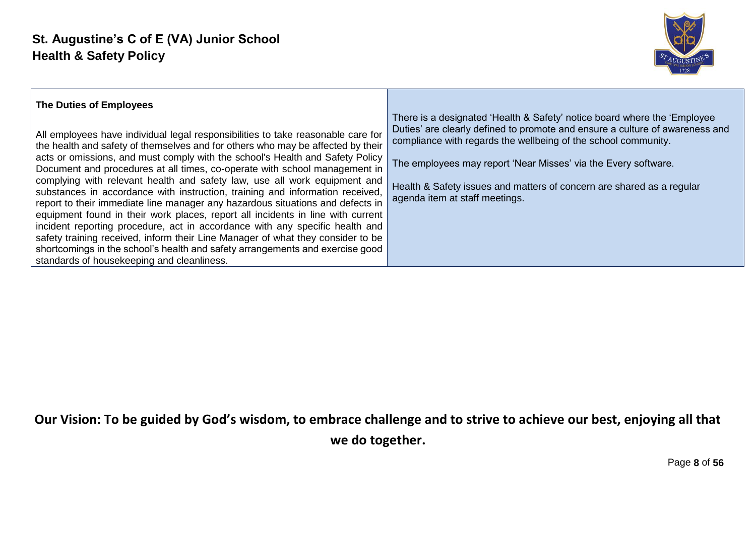| **The Duties of Employees**<br><br>All employees have individual legal responsibilities to take reasonable care for the health and safety of themselves and for others who may be affected by their acts or omissions, and must comply with the school's Health and Safety Policy Document and procedures at all times, co-operate with school management in complying with relevant health and safety law, use all work equipment and substances in accordance with instruction, training and information received, report to their immediate line manager any hazardous situations and defects in equipment found in their work places, report all incidents in line with current incident reporting procedure, act in accordance with any specific health and safety training received, inform their Line Manager of what they consider to be shortcomings in the school's health and safety arrangements and exercise good standards of housekeeping and cleanliness. | There is a designated 'Health & Safety' notice board where the 'Employee Duties' are clearly defined to promote and ensure a culture of awareness and compliance with regards the wellbeing of the school community.<br><br>The employees may report 'Near Misses' via the Every software.<br><br>Health & Safety issues and matters of concern are shared as a regular agenda item at staff meetings. |
|---|---|

**Our Vision: To be guided by God's wisdom, to embrace challenge and to strive to achieve our best, enjoying all that we do together.**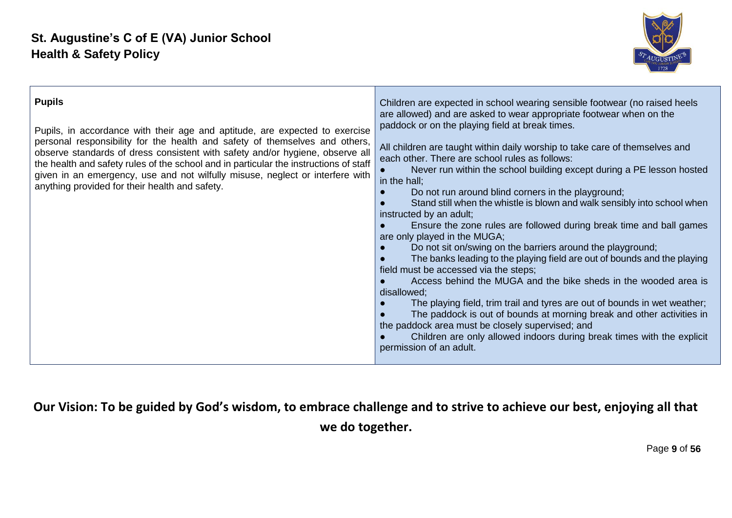| **Pupils**<br><br>Pupils, in accordance with their age and aptitude, are expected to exercise personal responsibility for the health and safety of themselves and others, observe standards of dress consistent with safety and/or hygiene, observe all the health and safety rules of the school and in particular the instructions of staff given in an emergency, use and not wilfully misuse, neglect or interfere with anything provided for their health and safety. | Children are expected in school wearing sensible footwear (no raised heels are allowed) and are asked to wear appropriate footwear when on the paddock or on the playing field at break times.<br><br>All children are taught within daily worship to take care of themselves and each other. There are school rules as follows:<br>● Never run within the school building except during a PE lesson hosted in the hall;<br>● Do not run around blind corners in the playground;<br>● Stand still when the whistle is blown and walk sensibly into school when instructed by an adult;<br>● Ensure the zone rules are followed during break time and ball games are only played in the MUGA;<br>● Do not sit on/swing on the barriers around the playground;<br>● The banks leading to the playing field are out of bounds and the playing field must be accessed via the steps;<br>● Access behind the MUGA and the bike sheds in the wooded area is disallowed;<br>● The playing field, trim trail and tyres are out of bounds in wet weather;<br>● The paddock is out of bounds at morning break and other activities in the paddock area must be closely supervised; and<br>● Children are only allowed indoors during break times with the explicit permission of an adult. |
|---|---|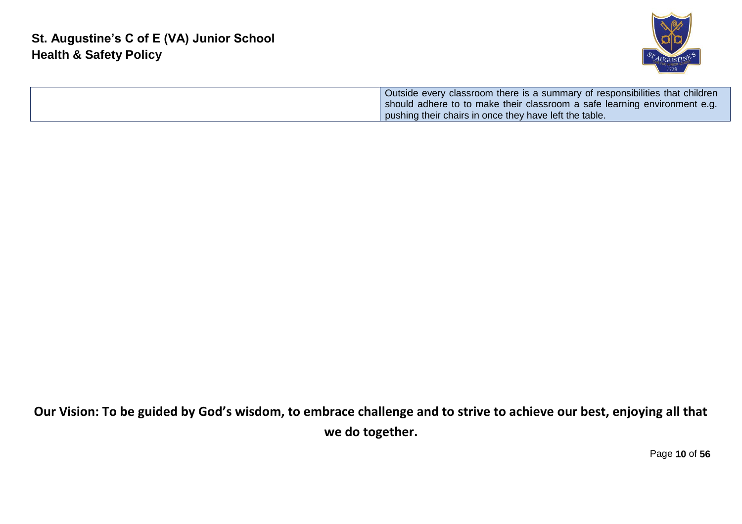| | |
|---|---|
| | Outside every classroom there is a summary of responsibilities that children should adhere to to make their classroom a safe learning environment e.g. pushing their chairs in once they have left the table. |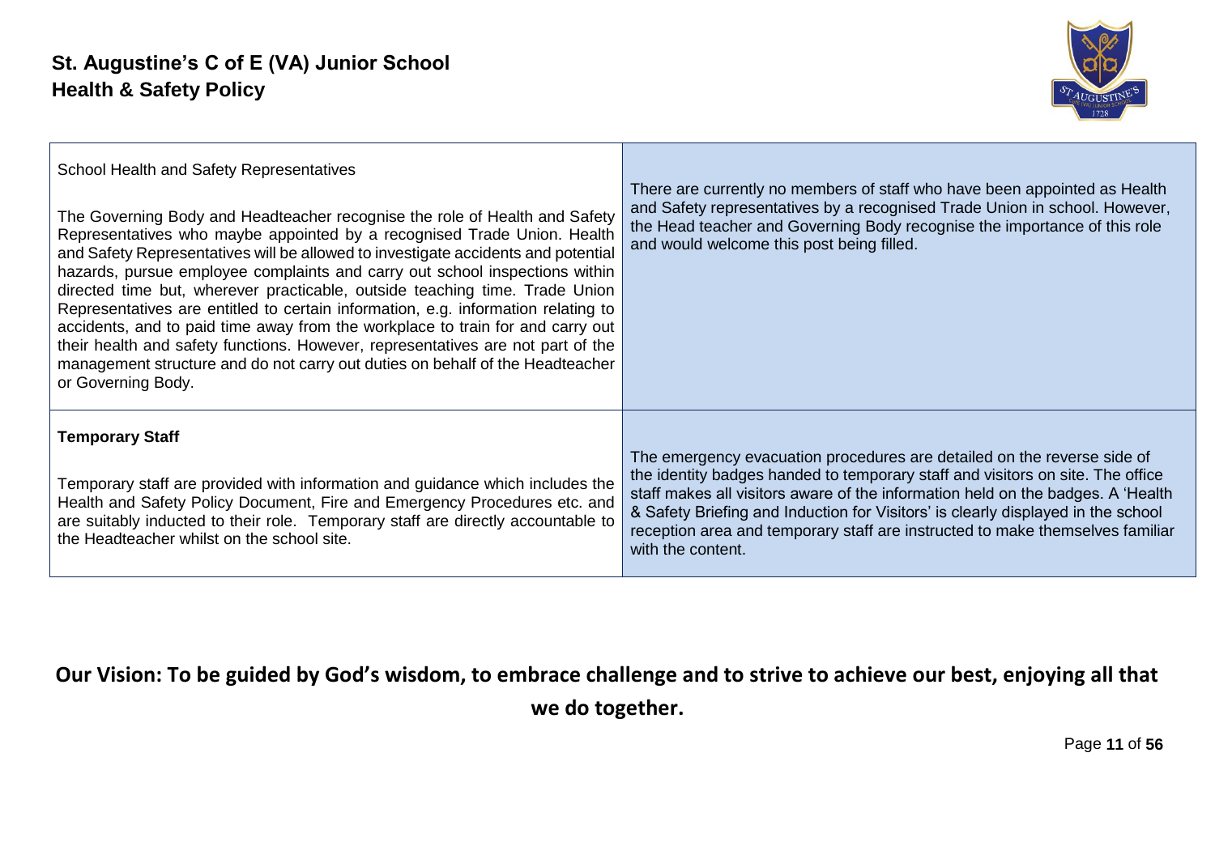| School Health and Safety Representatives<br><br>The Governing Body and Headteacher recognise the role of Health and Safety Representatives who maybe appointed by a recognised Trade Union. Health and Safety Representatives will be allowed to investigate accidents and potential hazards, pursue employee complaints and carry out school inspections within directed time but, wherever practicable, outside teaching time. Trade Union Representatives are entitled to certain information, e.g. information relating to accidents, and to paid time away from the workplace to train for and carry out their health and safety functions. However, representatives are not part of the management structure and do not carry out duties on behalf of the Headteacher or Governing Body. | There are currently no members of staff who have been appointed as Health and Safety representatives by a recognised Trade Union in school. However, the Head teacher and Governing Body recognise the importance of this role and would welcome this post being filled. |
|---|---|
| **Temporary Staff**<br><br>Temporary staff are provided with information and guidance which includes the Health and Safety Policy Document, Fire and Emergency Procedures etc. and are suitably inducted to their role. Temporary staff are directly accountable to the Headteacher whilst on the school site. | The emergency evacuation procedures are detailed on the reverse side of the identity badges handed to temporary staff and visitors on site. The office staff makes all visitors aware of the information held on the badges. A 'Health & Safety Briefing and Induction for Visitors' is clearly displayed in the school reception area and temporary staff are instructed to make themselves familiar with the content. |

**Our Vision: To be guided by God's wisdom, to embrace challenge and to strive to achieve our best, enjoying all that we do together.**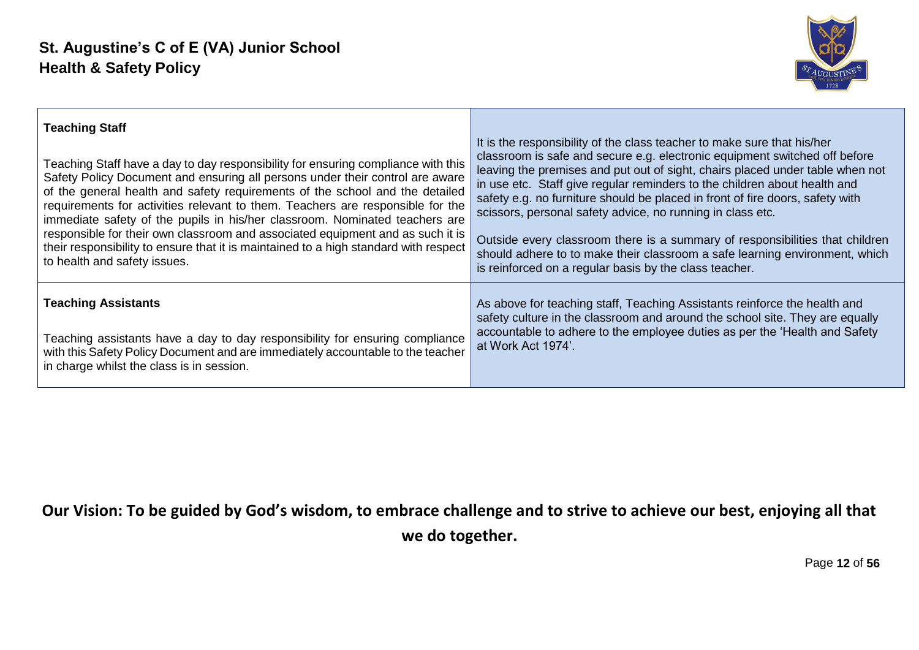| **Teaching Staff**<br><br>Teaching Staff have a day to day responsibility for ensuring compliance with this Safety Policy Document and ensuring all persons under their control are aware of the general health and safety requirements of the school and the detailed requirements for activities relevant to them. Teachers are responsible for the immediate safety of the pupils in his/her classroom. Nominated teachers are responsible for their own classroom and associated equipment and as such it is their responsibility to ensure that it is maintained to a high standard with respect to health and safety issues. | It is the responsibility of the class teacher to make sure that his/her classroom is safe and secure e.g. electronic equipment switched off before leaving the premises and put out of sight, chairs placed under table when not in use etc. Staff give regular reminders to the children about health and safety e.g. no furniture should be placed in front of fire doors, safety with scissors, personal safety advice, no running in class etc.<br><br>Outside every classroom there is a summary of responsibilities that children should adhere to to make their classroom a safe learning environment, which is reinforced on a regular basis by the class teacher. |
|---|---|
| **Teaching Assistants**<br><br>Teaching assistants have a day to day responsibility for ensuring compliance with this Safety Policy Document and are immediately accountable to the teacher in charge whilst the class is in session. | As above for teaching staff, Teaching Assistants reinforce the health and safety culture in the classroom and around the school site. They are equally accountable to adhere to the employee duties as per the 'Health and Safety at Work Act 1974'. |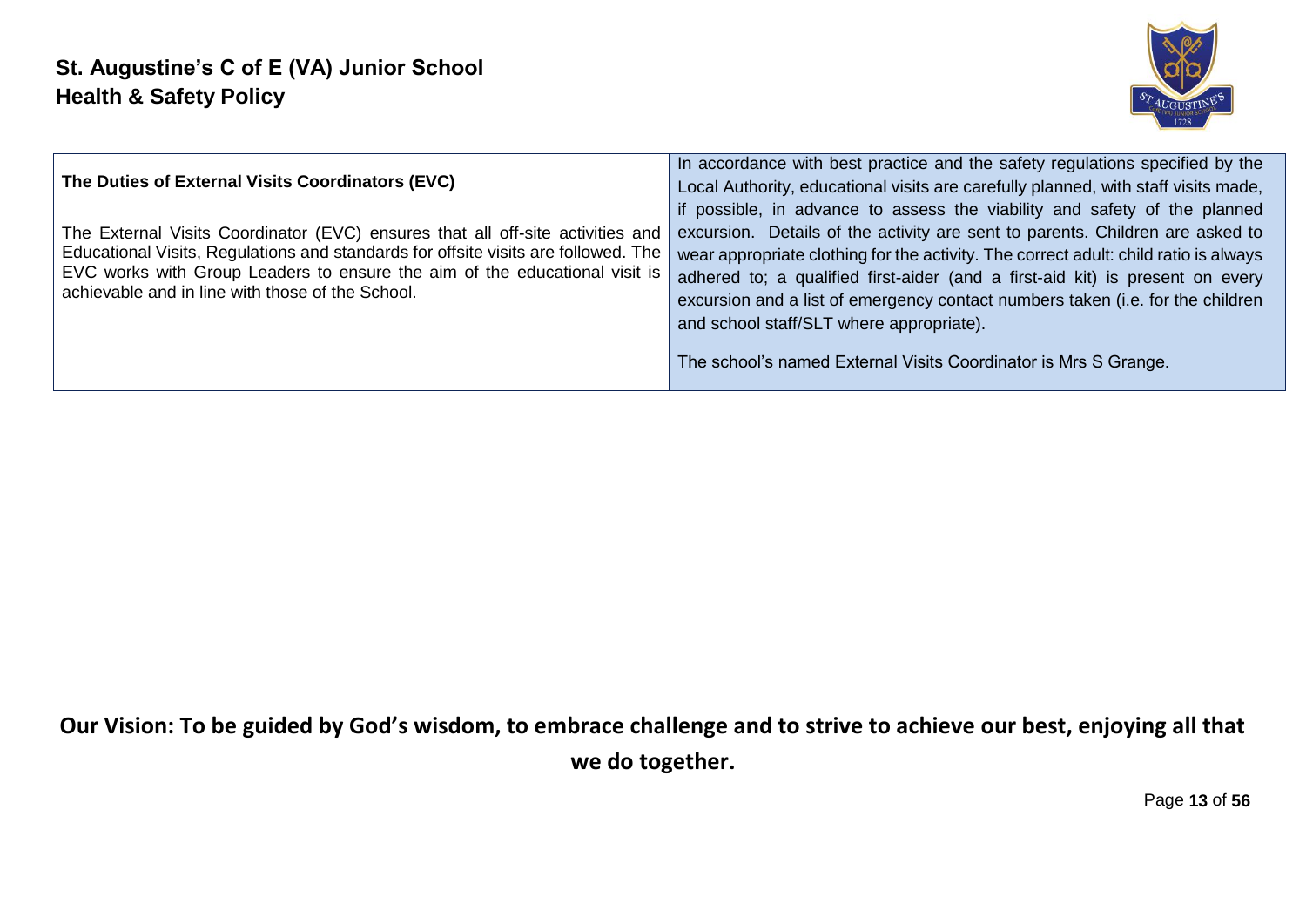| **The Duties of External Visits Coordinators (EVC)**<br><br>The External Visits Coordinator (EVC) ensures that all off-site activities and Educational Visits, Regulations and standards for offsite visits are followed. The EVC works with Group Leaders to ensure the aim of the educational visit is achievable and in line with those of the School. | In accordance with best practice and the safety regulations specified by the Local Authority, educational visits are carefully planned, with staff visits made, if possible, in advance to assess the viability and safety of the planned excursion. Details of the activity are sent to parents. Children are asked to wear appropriate clothing for the activity. The correct adult: child ratio is always adhered to; a qualified first-aider (and a first-aid kit) is present on every excursion and a list of emergency contact numbers taken (i.e. for the children and school staff/SLT where appropriate).<br><br>The school's named External Visits Coordinator is Mrs S Grange. |
|---|---|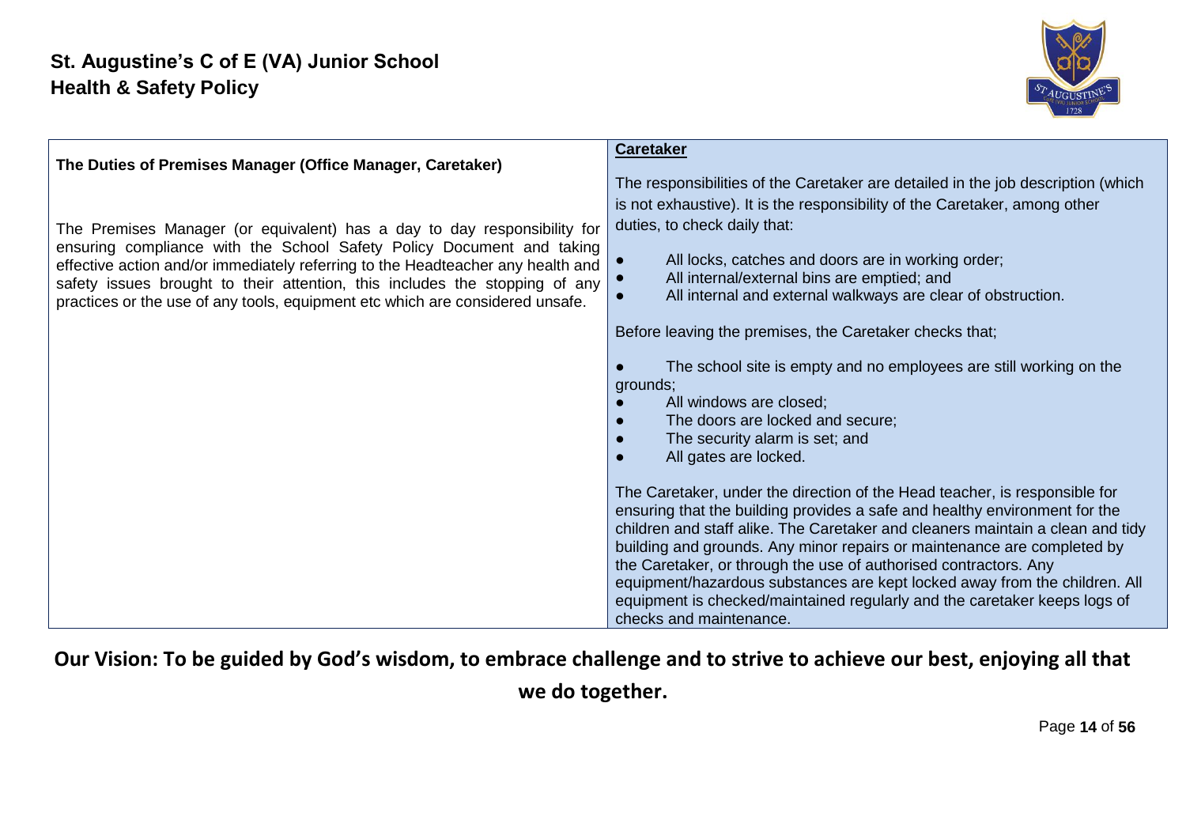### The Duties of Premises Manager (Office Manager, Caretaker)

The Premises Manager (or equivalent) has a day to day responsibility for ensuring compliance with the School Safety Policy Document and taking effective action and/or immediately referring to the Headteacher any health and safety issues brought to their attention, this includes the stopping of any practices or the use of any tools, equipment etc which are considered unsafe.

#### Caretaker

The responsibilities of the Caretaker are detailed in the job description (which is not exhaustive). It is the responsibility of the Caretaker, among other duties, to check daily that:

- All locks, catches and doors are in working order;
- All internal/external bins are emptied; and
- All internal and external walkways are clear of obstruction.

Before leaving the premises, the Caretaker checks that;

- The school site is empty and no employees are still working on the grounds;
- All windows are closed;
- The doors are locked and secure;
- The security alarm is set; and
- All gates are locked.

The Caretaker, under the direction of the Head teacher, is responsible for ensuring that the building provides a safe and healthy environment for the children and staff alike. The Caretaker and cleaners maintain a clean and tidy building and grounds. Any minor repairs or maintenance are completed by the Caretaker, or through the use of authorised contractors. Any equipment/hazardous substances are kept locked away from the children. All equipment is checked/maintained regularly and the caretaker keeps logs of checks and maintenance.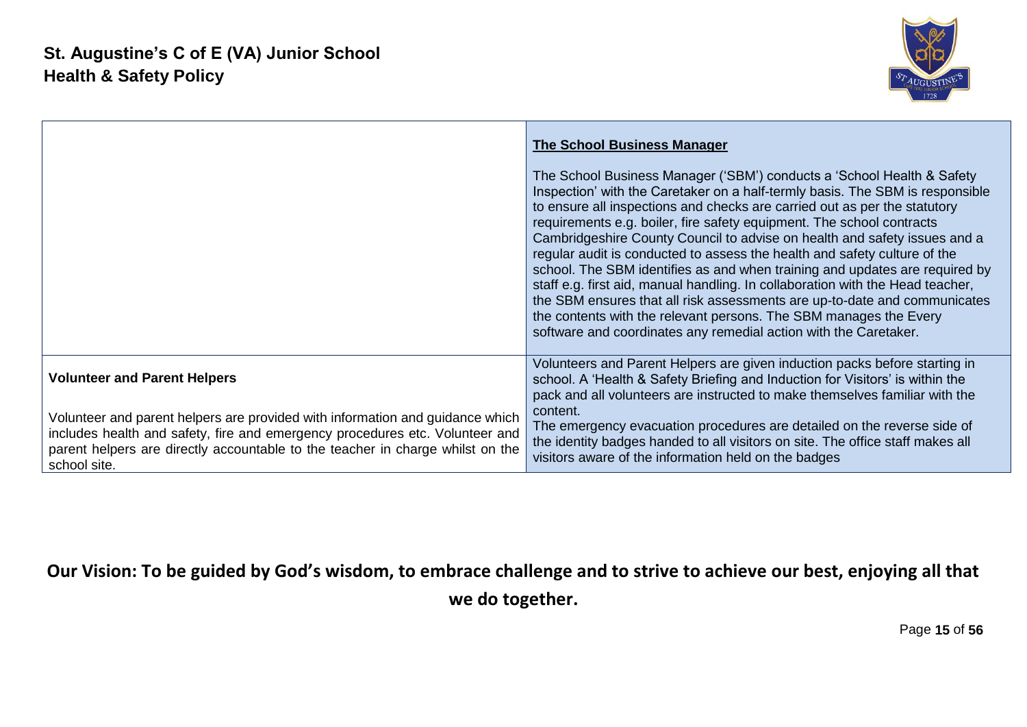| | **The School Business Manager**<br><br>The School Business Manager ('SBM') conducts a 'School Health & Safety Inspection' with the Caretaker on a half-termly basis. The SBM is responsible to ensure all inspections and checks are carried out as per the statutory requirements e.g. boiler, fire safety equipment. The school contracts Cambridgeshire County Council to advise on health and safety issues and a regular audit is conducted to assess the health and safety culture of the school. The SBM identifies as and when training and updates are required by staff e.g. first aid, manual handling. In collaboration with the Head teacher, the SBM ensures that all risk assessments are up-to-date and communicates the contents with the relevant persons. The SBM manages the Every software and coordinates any remedial action with the Caretaker. |
|---|---|
| **Volunteer and Parent Helpers**<br><br>Volunteer and parent helpers are provided with information and guidance which includes health and safety, fire and emergency procedures etc. Volunteer and parent helpers are directly accountable to the teacher in charge whilst on the school site. | Volunteers and Parent Helpers are given induction packs before starting in school. A 'Health & Safety Briefing and Induction for Visitors' is within the pack and all volunteers are instructed to make themselves familiar with the content.<br>The emergency evacuation procedures are detailed on the reverse side of the identity badges handed to all visitors on site. The office staff makes all visitors aware of the information held on the badges |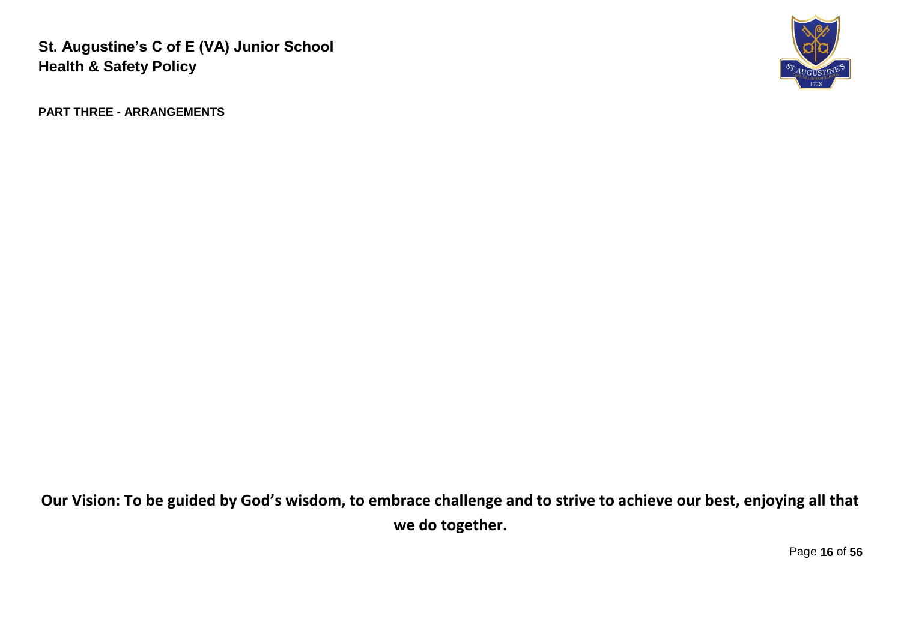## PART THREE - ARRANGEMENTS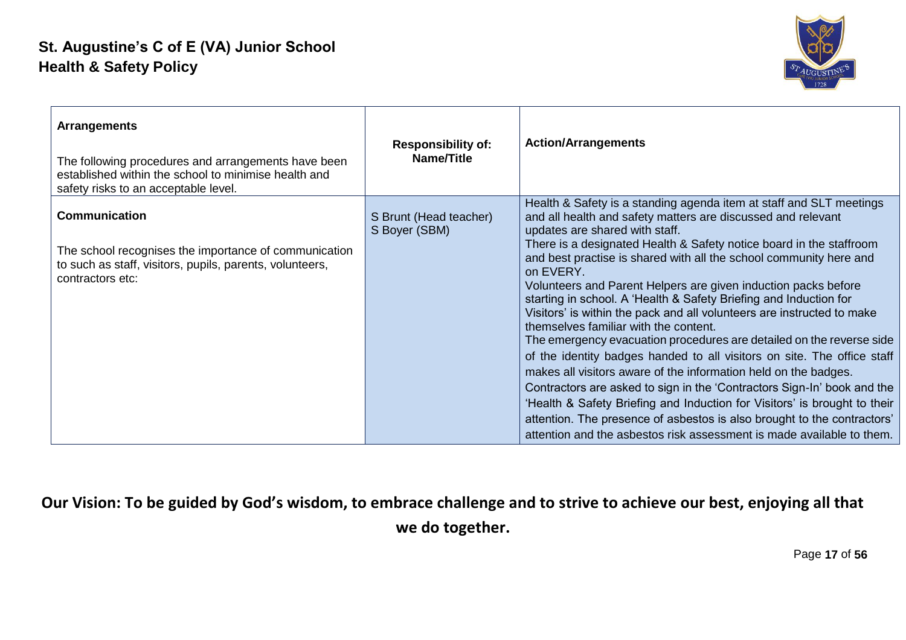| **Arrangements**<br><br>The following procedures and arrangements have been established within the school to minimise health and safety risks to an acceptable level. | **Responsibility of: Name/Title** | **Action/Arrangements** |
|---|---|---|
| **Communication**<br><br>The school recognises the importance of communication to such as staff, visitors, pupils, parents, volunteers, contractors etc: | S Brunt (Head teacher)<br>S Boyer (SBM) | Health & Safety is a standing agenda item at staff and SLT meetings and all health and safety matters are discussed and relevant updates are shared with staff.<br>There is a designated Health & Safety notice board in the staffroom and best practise is shared with all the school community here and on EVERY.<br>Volunteers and Parent Helpers are given induction packs before starting in school. A 'Health & Safety Briefing and Induction for Visitors' is within the pack and all volunteers are instructed to make themselves familiar with the content.<br>The emergency evacuation procedures are detailed on the reverse side of the identity badges handed to all visitors on site. The office staff makes all visitors aware of the information held on the badges.<br>Contractors are asked to sign in the 'Contractors Sign-In' book and the 'Health & Safety Briefing and Induction for Visitors' is brought to their attention. The presence of asbestos is also brought to the contractors' attention and the asbestos risk assessment is made available to them. |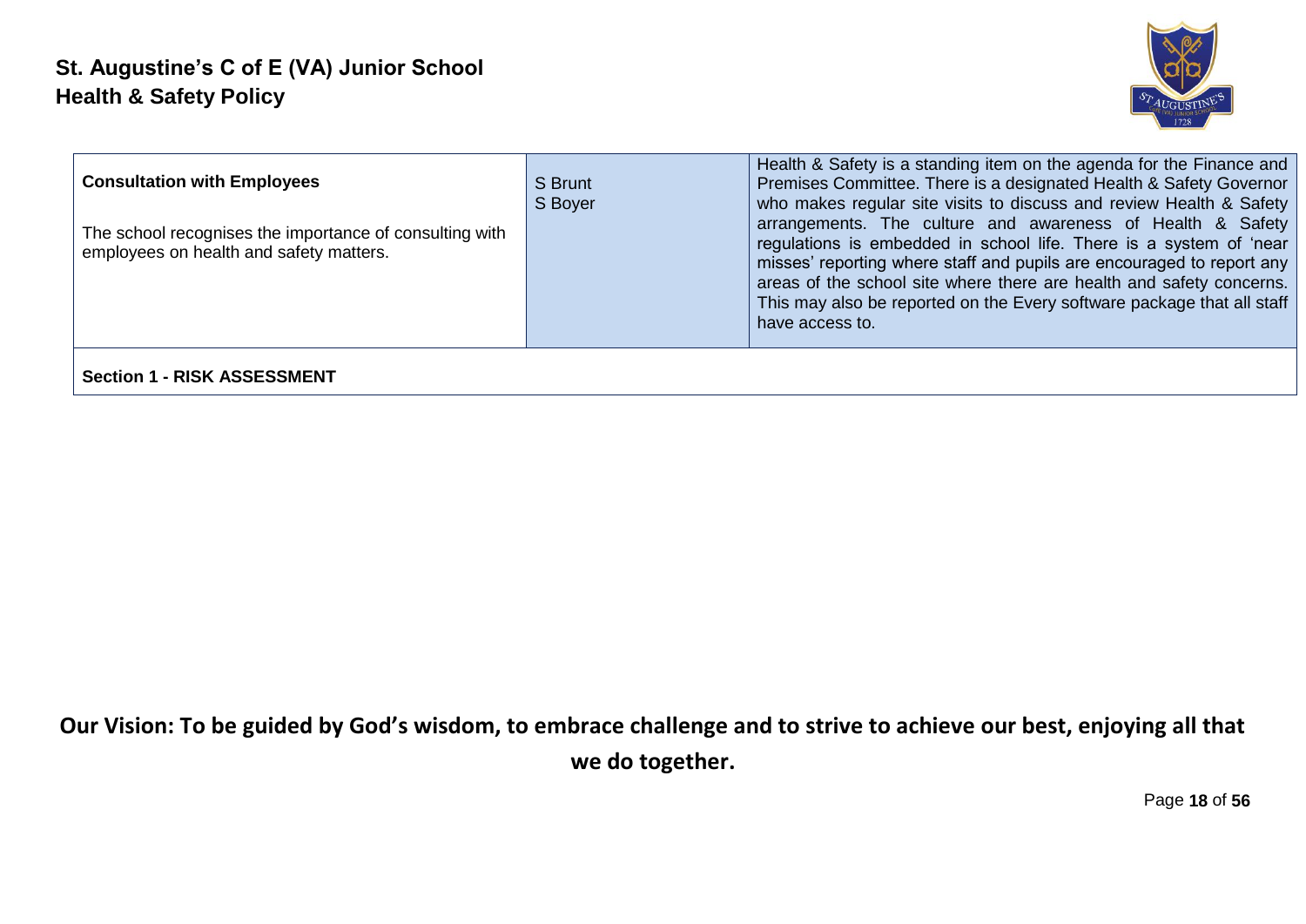| **Consultation with Employees**<br><br>The school recognises the importance of consulting with employees on health and safety matters. | S Brunt<br>S Boyer | Health & Safety is a standing item on the agenda for the Finance and Premises Committee. There is a designated Health & Safety Governor who makes regular site visits to discuss and review Health & Safety arrangements. The culture and awareness of Health & Safety regulations is embedded in school life. There is a system of 'near misses' reporting where staff and pupils are encouraged to report any areas of the school site where there are health and safety concerns. This may also be reported on the Every software package that all staff have access to. |
|---|---|---|
| **Section 1 - RISK ASSESSMENT** | | |

**Our Vision: To be guided by God's wisdom, to embrace challenge and to strive to achieve our best, enjoying all that we do together.**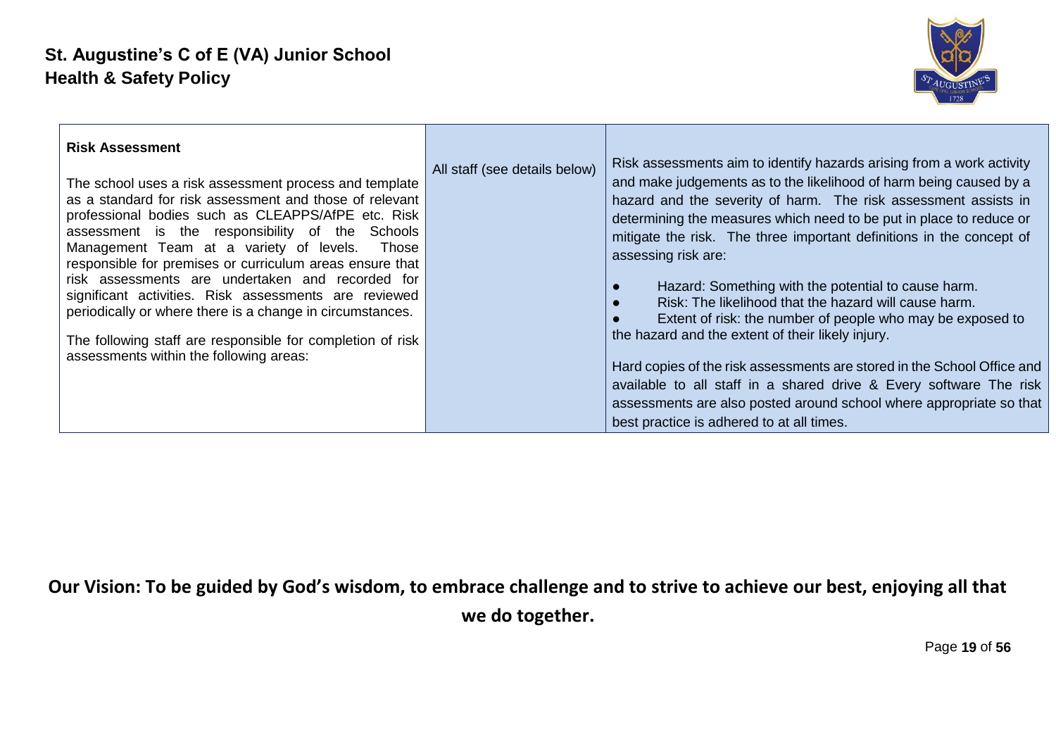| **Risk Assessment**<br><br>The school uses a risk assessment process and template as a standard for risk assessment and those of relevant professional bodies such as CLEAPPS/AfPE etc. Risk assessment is the responsibility of the Schools Management Team at a variety of levels. Those responsible for premises or curriculum areas ensure that risk assessments are undertaken and recorded for significant activities. Risk assessments are reviewed periodically or where there is a change in circumstances.<br><br>The following staff are responsible for completion of risk assessments within the following areas: | All staff (see details below) | Risk assessments aim to identify hazards arising from a work activity and make judgements as to the likelihood of harm being caused by a hazard and the severity of harm. The risk assessment assists in determining the measures which need to be put in place to reduce or mitigate the risk. The three important definitions in the concept of assessing risk are:<br><br>● Hazard: Something with the potential to cause harm.<br>● Risk: The likelihood that the hazard will cause harm.<br>● Extent of risk: the number of people who may be exposed to the hazard and the extent of their likely injury.<br><br>Hard copies of the risk assessments are stored in the School Office and available to all staff in a shared drive & Every software The risk assessments are also posted around school where appropriate so that best practice is adhered to at all times. |
|---|---|---|

**Our Vision: To be guided by God's wisdom, to embrace challenge and to strive to achieve our best, enjoying all that we do together.**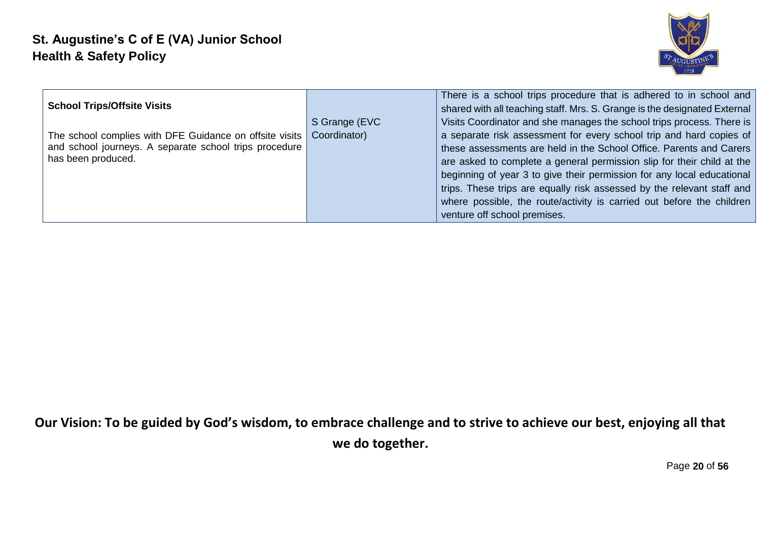| **School Trips/Offsite Visits**<br><br>The school complies with DFE Guidance on offsite visits and school journeys. A separate school trips procedure has been produced. | S Grange (EVC Coordinator) | There is a school trips procedure that is adhered to in school and shared with all teaching staff. Mrs. S. Grange is the designated External Visits Coordinator and she manages the school trips process. There is a separate risk assessment for every school trip and hard copies of these assessments are held in the School Office. Parents and Carers are asked to complete a general permission slip for their child at the beginning of year 3 to give their permission for any local educational trips. These trips are equally risk assessed by the relevant staff and where possible, the route/activity is carried out before the children venture off school premises. |
|---|---|---|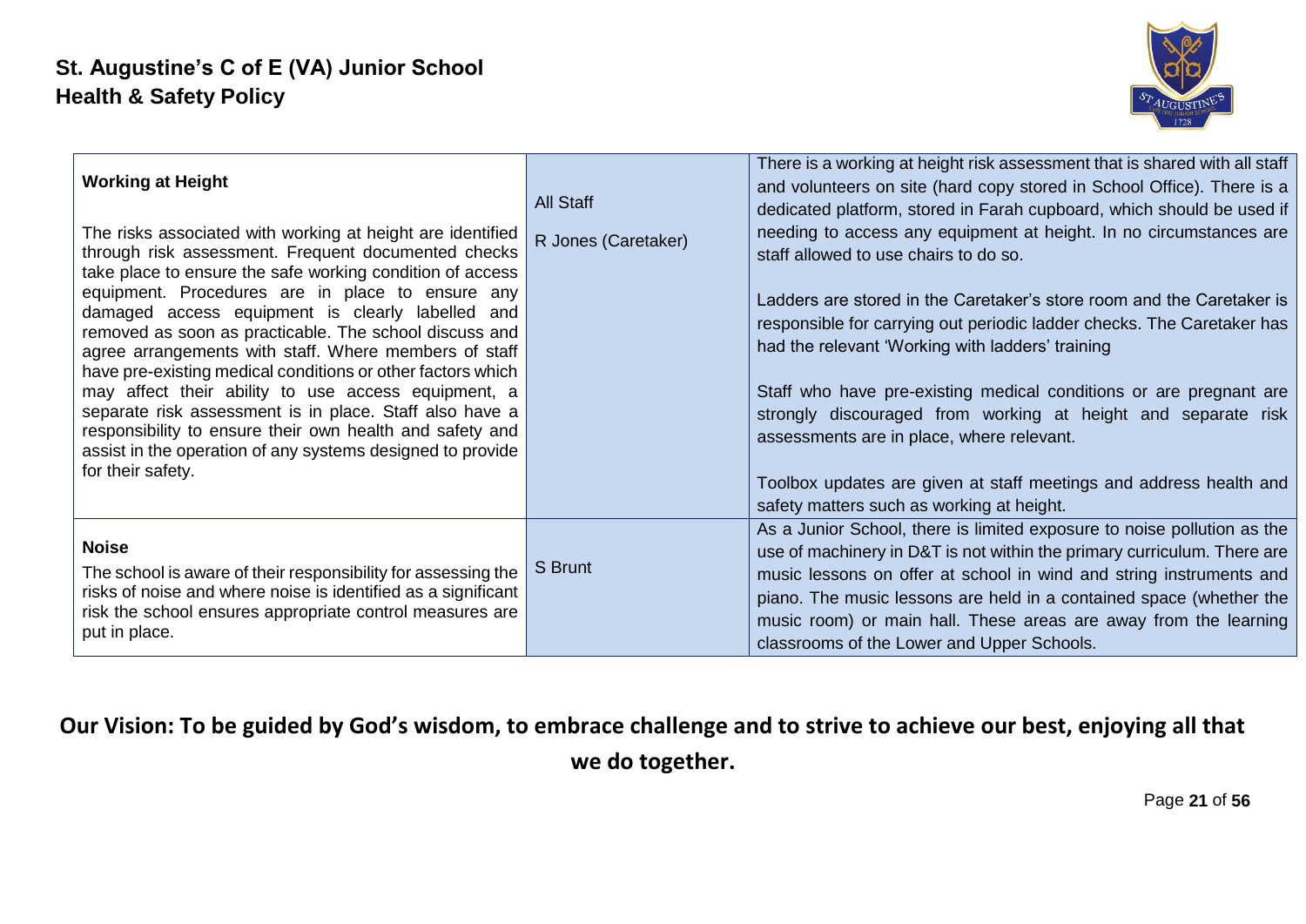| **Working at Height**<br><br>The risks associated with working at height are identified through risk assessment. Frequent documented checks take place to ensure the safe working condition of access equipment. Procedures are in place to ensure any damaged access equipment is clearly labelled and removed as soon as practicable. The school discuss and agree arrangements with staff. Where members of staff have pre-existing medical conditions or other factors which may affect their ability to use access equipment, a separate risk assessment is in place. Staff also have a responsibility to ensure their own health and safety and assist in the operation of any systems designed to provide for their safety. | All Staff<br><br>R Jones (Caretaker) | There is a working at height risk assessment that is shared with all staff and volunteers on site (hard copy stored in School Office). There is a dedicated platform, stored in Farah cupboard, which should be used if needing to access any equipment at height. In no circumstances are staff allowed to use chairs to do so.<br><br>Ladders are stored in the Caretaker's store room and the Caretaker is responsible for carrying out periodic ladder checks. The Caretaker has had the relevant 'Working with ladders' training<br><br>Staff who have pre-existing medical conditions or are pregnant are strongly discouraged from working at height and separate risk assessments are in place, where relevant.<br><br>Toolbox updates are given at staff meetings and address health and safety matters such as working at height. |
|---|---|---|
| **Noise**<br>The school is aware of their responsibility for assessing the risks of noise and where noise is identified as a significant risk the school ensures appropriate control measures are put in place. | S Brunt | As a Junior School, there is limited exposure to noise pollution as the use of machinery in D&T is not within the primary curriculum. There are music lessons on offer at school in wind and string instruments and piano. The music lessons are held in a contained space (whether the music room) or main hall. These areas are away from the learning classrooms of the Lower and Upper Schools. |

**Our Vision: To be guided by God's wisdom, to embrace challenge and to strive to achieve our best, enjoying all that we do together.**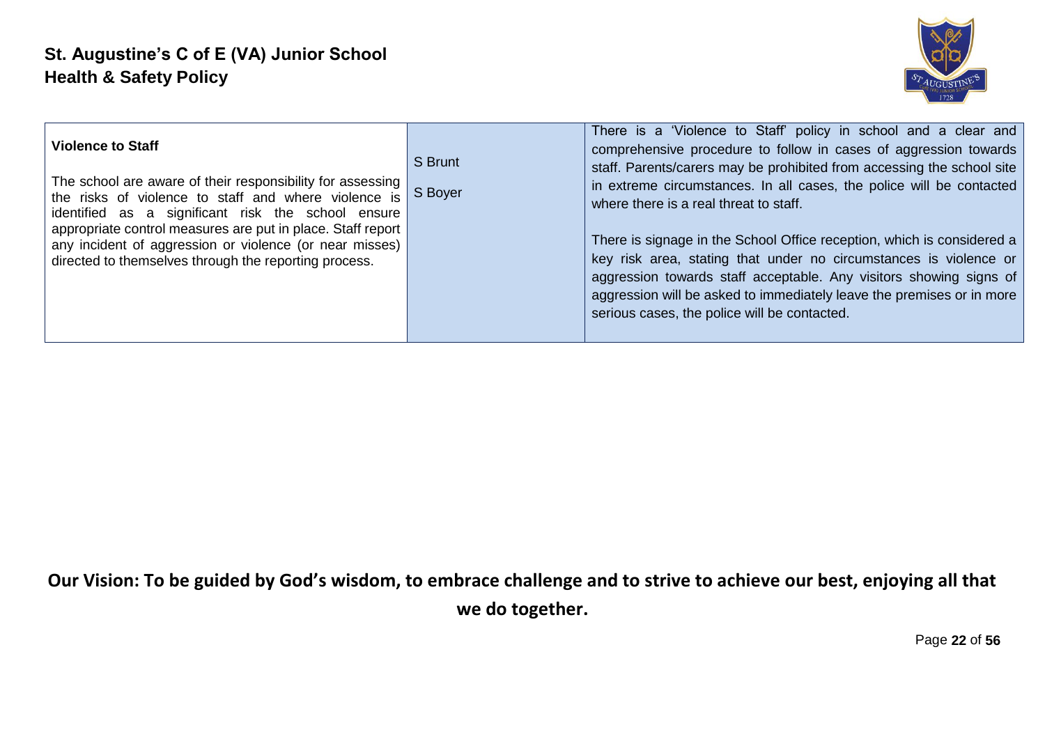| **Violence to Staff**<br><br>The school are aware of their responsibility for assessing the risks of violence to staff and where violence is identified as a significant risk the school ensure appropriate control measures are put in place. Staff report any incident of aggression or violence (or near misses) directed to themselves through the reporting process. | S Brunt<br><br>S Boyer | There is a 'Violence to Staff' policy in school and a clear and comprehensive procedure to follow in cases of aggression towards staff. Parents/carers may be prohibited from accessing the school site in extreme circumstances. In all cases, the police will be contacted where there is a real threat to staff.<br><br>There is signage in the School Office reception, which is considered a key risk area, stating that under no circumstances is violence or aggression towards staff acceptable. Any visitors showing signs of aggression will be asked to immediately leave the premises or in more serious cases, the police will be contacted. |
|---|---|---|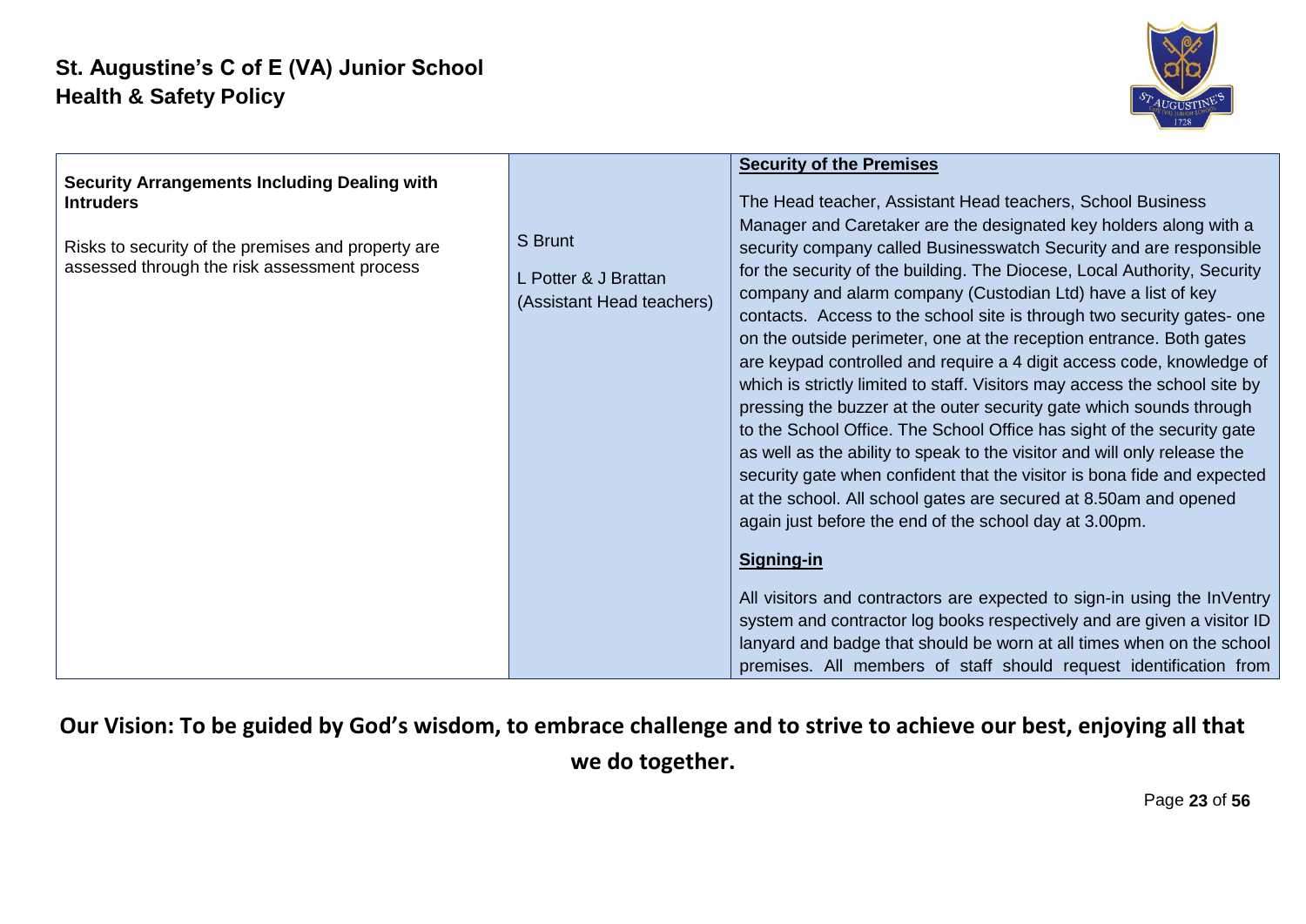| **Security Arrangements Including Dealing with Intruders**<br><br>Risks to security of the premises and property are assessed through the risk assessment process | S Brunt<br><br>L Potter & J Brattan (Assistant Head teachers) | **<u>Security of the Premises</u>**<br><br>The Head teacher, Assistant Head teachers, School Business Manager and Caretaker are the designated key holders along with a security company called Businesswatch Security and are responsible for the security of the building. The Diocese, Local Authority, Security company and alarm company (Custodian Ltd) have a list of key contacts. Access to the school site is through two security gates- one on the outside perimeter, one at the reception entrance. Both gates are keypad controlled and require a 4 digit access code, knowledge of which is strictly limited to staff. Visitors may access the school site by pressing the buzzer at the outer security gate which sounds through to the School Office. The School Office has sight of the security gate as well as the ability to speak to the visitor and will only release the security gate when confident that the visitor is bona fide and expected at the school. All school gates are secured at 8.50am and opened again just before the end of the school day at 3.00pm.<br><br>**<u>Signing-in</u>**<br><br>All visitors and contractors are expected to sign-in using the InVentry system and contractor log books respectively and are given a visitor ID lanyard and badge that should be worn at all times when on the school premises. All members of staff should request identification from |
|---|---|---|

**Our Vision: To be guided by God's wisdom, to embrace challenge and to strive to achieve our best, enjoying all that we do together.**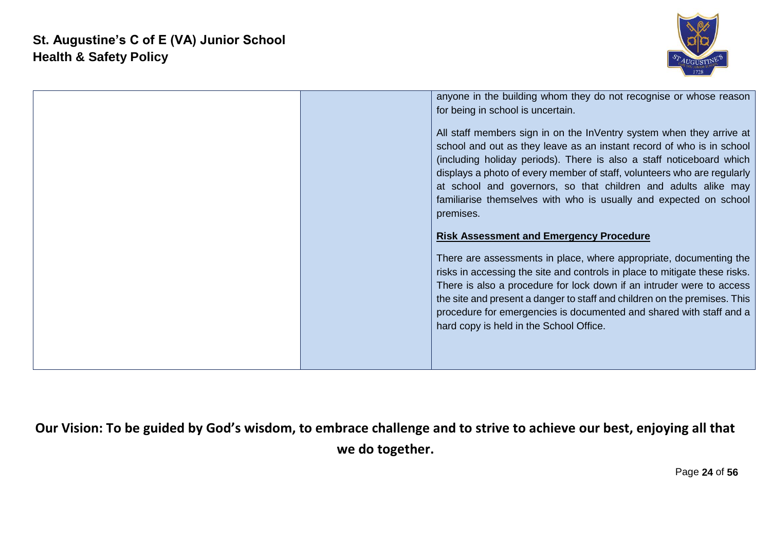| | | |
|---|---|---|
| | | anyone in the building whom they do not recognise or whose reason for being in school is uncertain.<br><br>All staff members sign in on the InVentry system when they arrive at school and out as they leave as an instant record of who is in school (including holiday periods). There is also a staff noticeboard which displays a photo of every member of staff, volunteers who are regularly at school and governors, so that children and adults alike may familiarise themselves with who is usually and expected on school premises.<br><br>**Risk Assessment and Emergency Procedure**<br><br>There are assessments in place, where appropriate, documenting the risks in accessing the site and controls in place to mitigate these risks. There is also a procedure for lock down if an intruder were to access the site and present a danger to staff and children on the premises. This procedure for emergencies is documented and shared with staff and a hard copy is held in the School Office. |

**Our Vision: To be guided by God's wisdom, to embrace challenge and to strive to achieve our best, enjoying all that we do together.**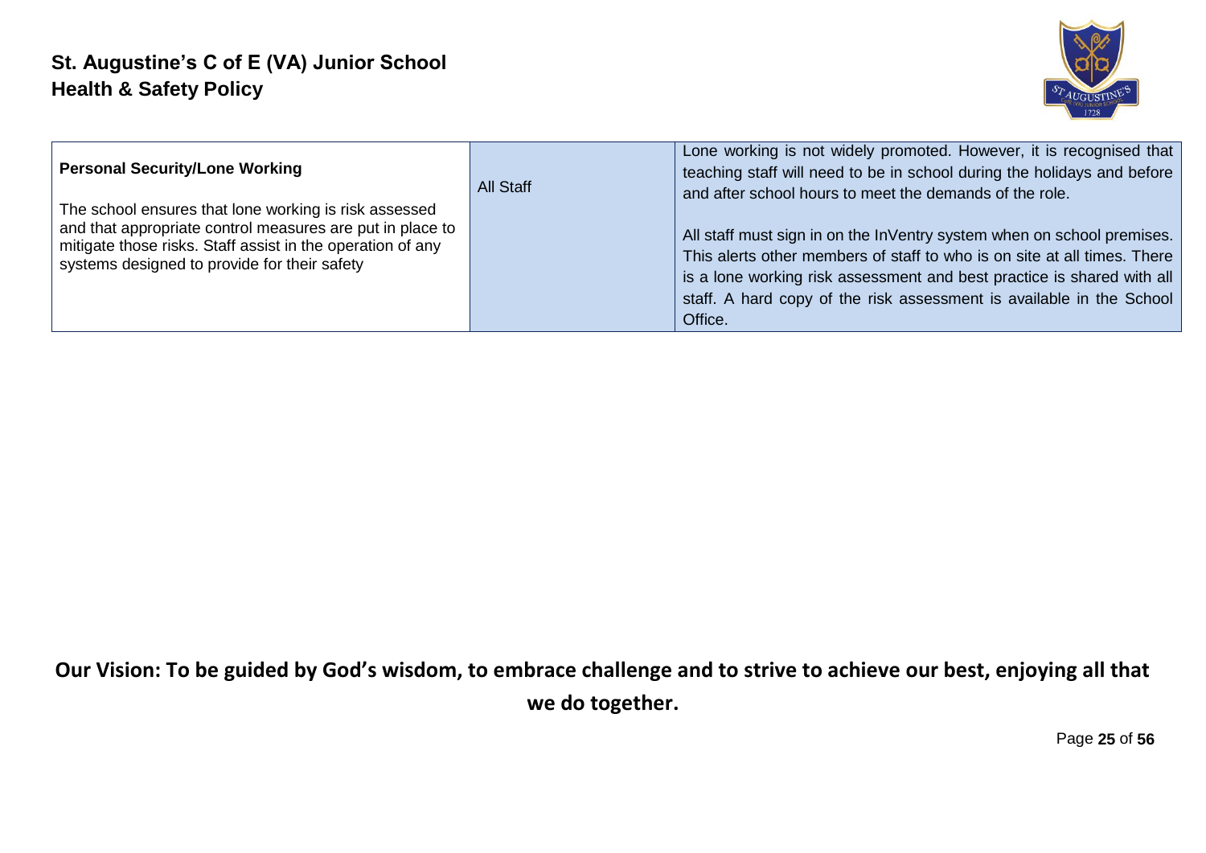| **Personal Security/Lone Working**<br><br>The school ensures that lone working is risk assessed and that appropriate control measures are put in place to mitigate those risks. Staff assist in the operation of any systems designed to provide for their safety | All Staff | Lone working is not widely promoted. However, it is recognised that teaching staff will need to be in school during the holidays and before and after school hours to meet the demands of the role.<br><br>All staff must sign in on the InVentry system when on school premises. This alerts other members of staff to who is on site at all times. There is a lone working risk assessment and best practice is shared with all staff. A hard copy of the risk assessment is available in the School Office. |
|---|---|---|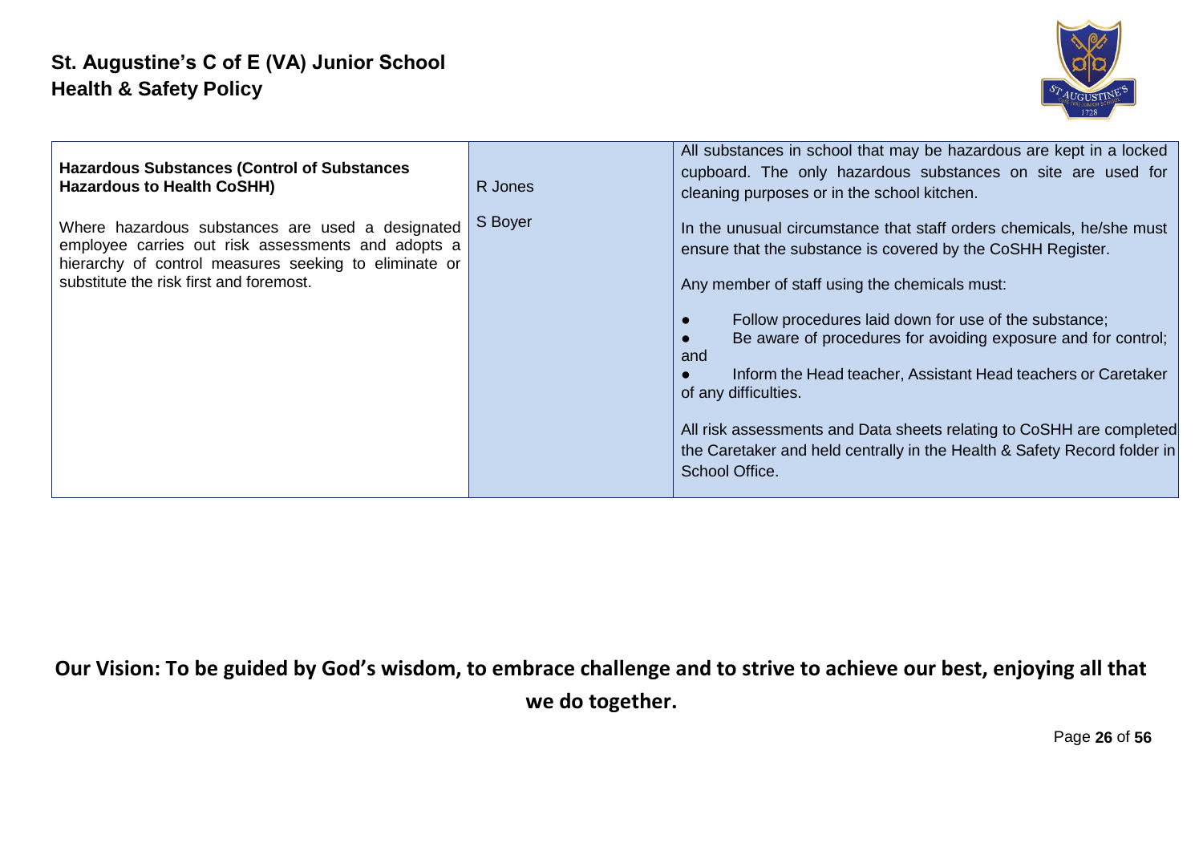| | | |
|---|---|---|
| **Hazardous Substances (Control of Substances Hazardous to Health CoSHH)**<br><br>Where hazardous substances are used a designated employee carries out risk assessments and adopts a hierarchy of control measures seeking to eliminate or substitute the risk first and foremost. | R Jones<br><br>S Boyer | All substances in school that may be hazardous are kept in a locked cupboard. The only hazardous substances on site are used for cleaning purposes or in the school kitchen.<br><br>In the unusual circumstance that staff orders chemicals, he/she must ensure that the substance is covered by the CoSHH Register.<br><br>Any member of staff using the chemicals must:<br><br>● Follow procedures laid down for use of the substance;<br>● Be aware of procedures for avoiding exposure and for control; and<br>● Inform the Head teacher, Assistant Head teachers or Caretaker of any difficulties.<br><br>All risk assessments and Data sheets relating to CoSHH are completed the Caretaker and held centrally in the Health & Safety Record folder in School Office. |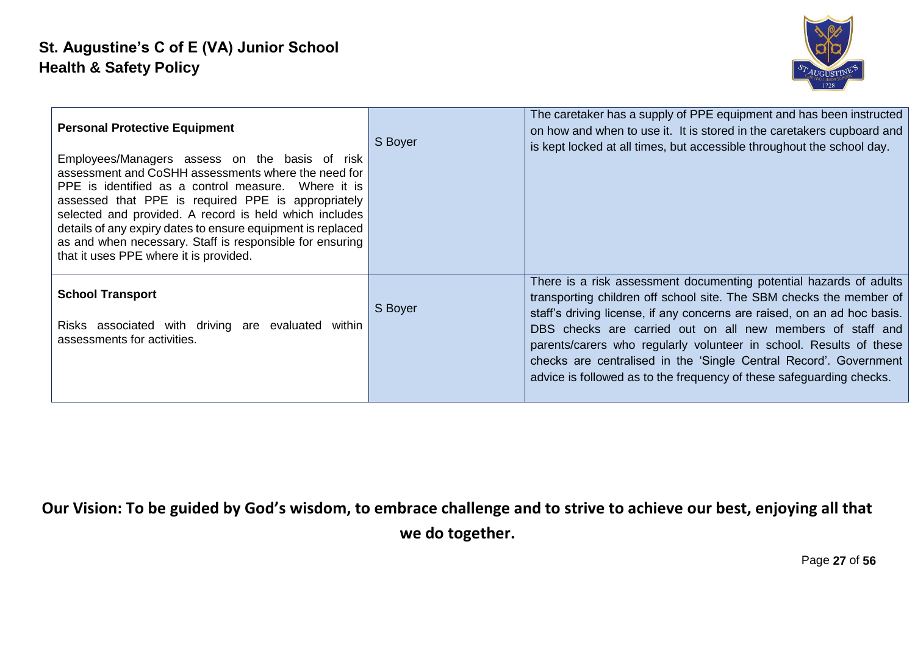| **Personal Protective Equipment**<br><br>Employees/Managers assess on the basis of risk assessment and CoSHH assessments where the need for PPE is identified as a control measure. Where it is assessed that PPE is required PPE is appropriately selected and provided. A record is held which includes details of any expiry dates to ensure equipment is replaced as and when necessary. Staff is responsible for ensuring that it uses PPE where it is provided. | S Boyer | The caretaker has a supply of PPE equipment and has been instructed on how and when to use it. It is stored in the caretakers cupboard and is kept locked at all times, but accessible throughout the school day. |
|---|---|---|
| **School Transport**<br><br>Risks associated with driving are evaluated within assessments for activities. | S Boyer | There is a risk assessment documenting potential hazards of adults transporting children off school site. The SBM checks the member of staff's driving license, if any concerns are raised, on an ad hoc basis. DBS checks are carried out on all new members of staff and parents/carers who regularly volunteer in school. Results of these checks are centralised in the 'Single Central Record'. Government advice is followed as to the frequency of these safeguarding checks. |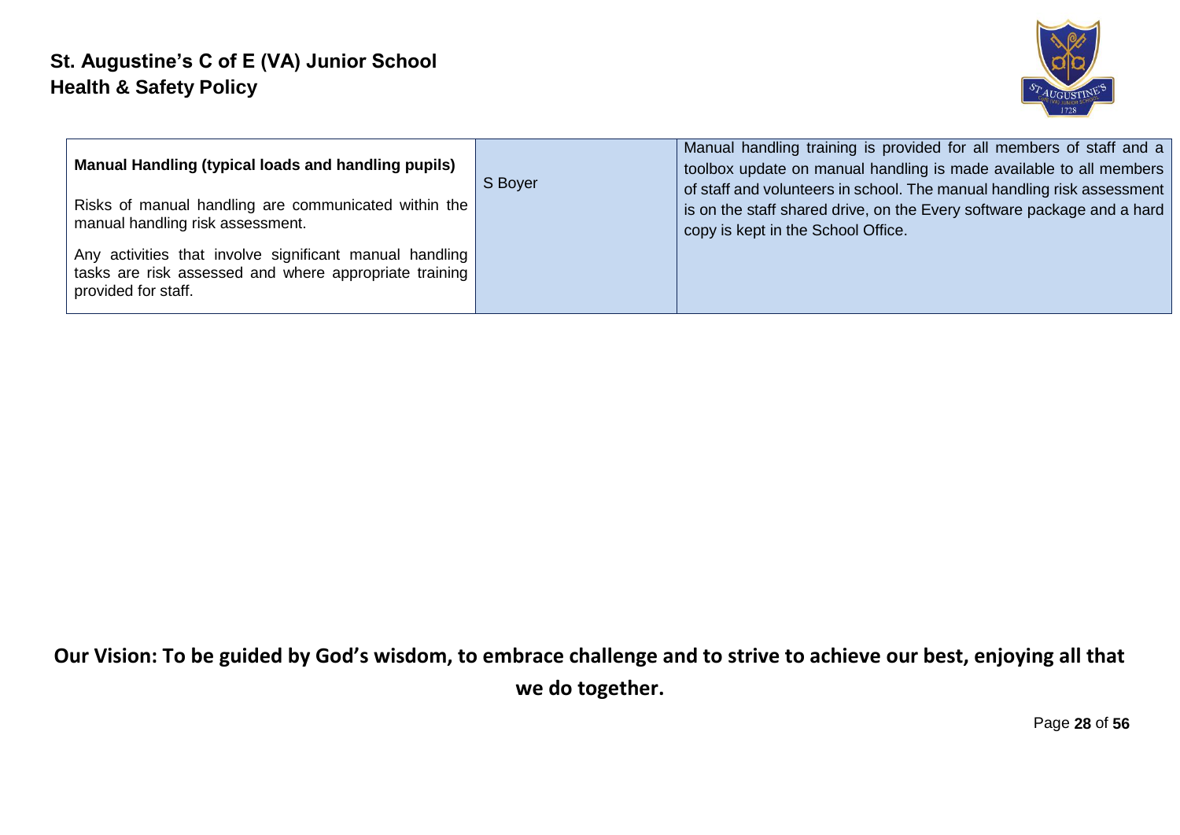| **Manual Handling (typical loads and handling pupils)**<br><br>Risks of manual handling are communicated within the manual handling risk assessment.<br><br>Any activities that involve significant manual handling tasks are risk assessed and where appropriate training provided for staff. | S Boyer | Manual handling training is provided for all members of staff and a toolbox update on manual handling is made available to all members of staff and volunteers in school. The manual handling risk assessment is on the staff shared drive, on the Every software package and a hard copy is kept in the School Office. |
|---|---|---|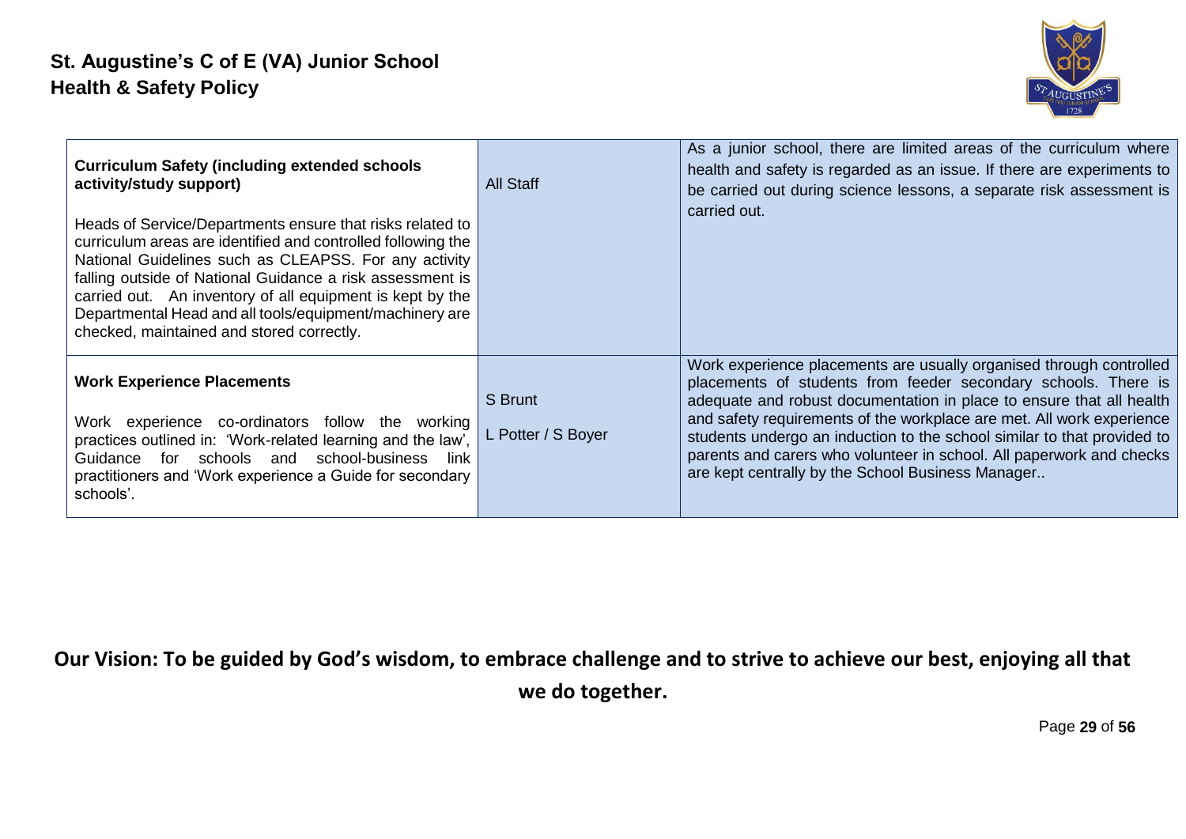| **Curriculum Safety (including extended schools activity/study support)**<br><br>Heads of Service/Departments ensure that risks related to curriculum areas are identified and controlled following the National Guidelines such as CLEAPSS. For any activity falling outside of National Guidance a risk assessment is carried out. An inventory of all equipment is kept by the Departmental Head and all tools/equipment/machinery are checked, maintained and stored correctly. | All Staff | As a junior school, there are limited areas of the curriculum where health and safety is regarded as an issue. If there are experiments to be carried out during science lessons, a separate risk assessment is carried out. |
|---|---|---|
| **Work Experience Placements**<br><br>Work experience co-ordinators follow the working practices outlined in: 'Work-related learning and the law', Guidance for schools and school-business link practitioners and 'Work experience a Guide for secondary schools'. | S Brunt<br><br>L Potter / S Boyer | Work experience placements are usually organised through controlled placements of students from feeder secondary schools. There is adequate and robust documentation in place to ensure that all health and safety requirements of the workplace are met. All work experience students undergo an induction to the school similar to that provided to parents and carers who volunteer in school. All paperwork and checks are kept centrally by the School Business Manager.. |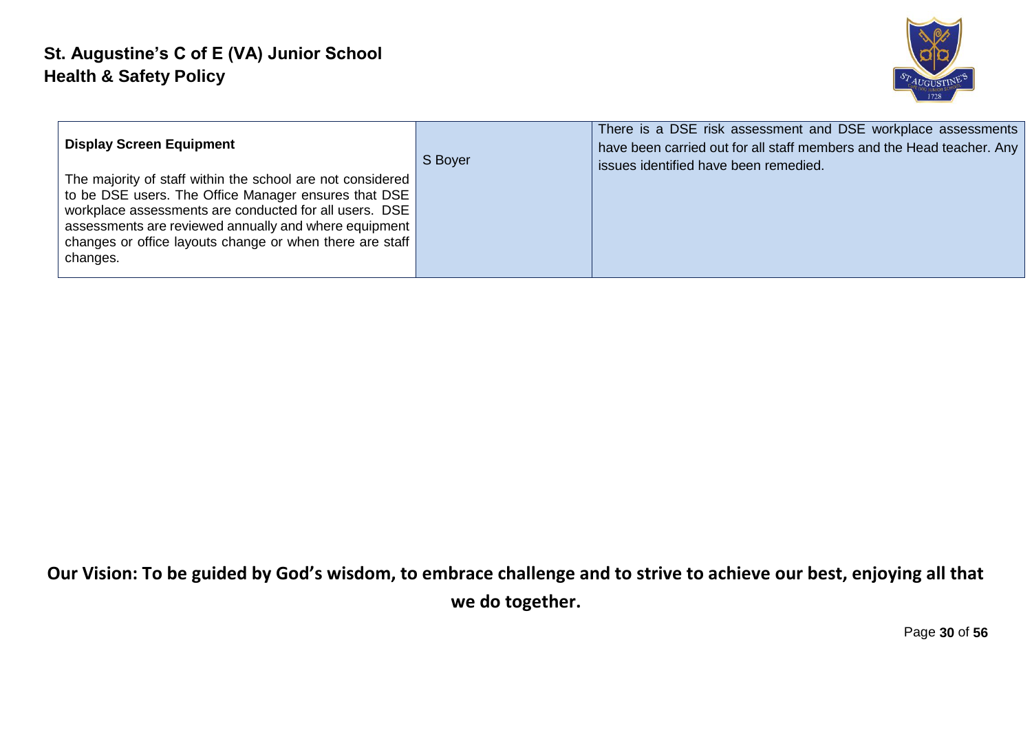| **Display Screen Equipment**<br><br>The majority of staff within the school are not considered to be DSE users. The Office Manager ensures that DSE workplace assessments are conducted for all users. DSE assessments are reviewed annually and where equipment changes or office layouts change or when there are staff changes. | S Boyer | There is a DSE risk assessment and DSE workplace assessments have been carried out for all staff members and the Head teacher. Any issues identified have been remedied. |
|---|---|---|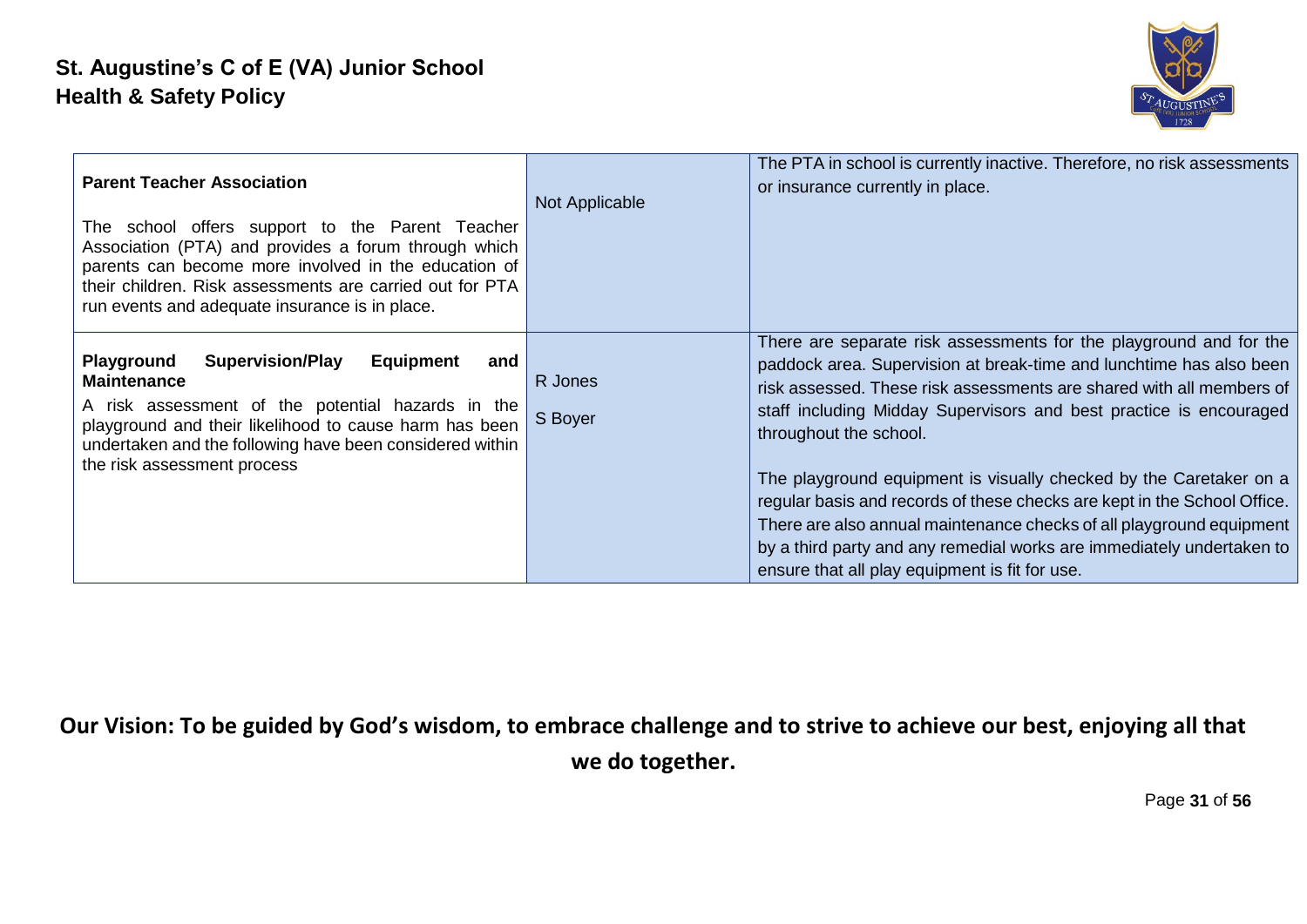| | | |
|---|---|---|
| **Parent Teacher Association**<br><br>The school offers support to the Parent Teacher Association (PTA) and provides a forum through which parents can become more involved in the education of their children. Risk assessments are carried out for PTA run events and adequate insurance is in place. | Not Applicable | The PTA in school is currently inactive. Therefore, no risk assessments or insurance currently in place. |
| **Playground Supervision/Play Equipment and Maintenance**<br>A risk assessment of the potential hazards in the playground and their likelihood to cause harm has been undertaken and the following have been considered within the risk assessment process | R Jones<br><br>S Boyer | There are separate risk assessments for the playground and for the paddock area. Supervision at break-time and lunchtime has also been risk assessed. These risk assessments are shared with all members of staff including Midday Supervisors and best practice is encouraged throughout the school.<br><br>The playground equipment is visually checked by the Caretaker on a regular basis and records of these checks are kept in the School Office. There are also annual maintenance checks of all playground equipment by a third party and any remedial works are immediately undertaken to ensure that all play equipment is fit for use. |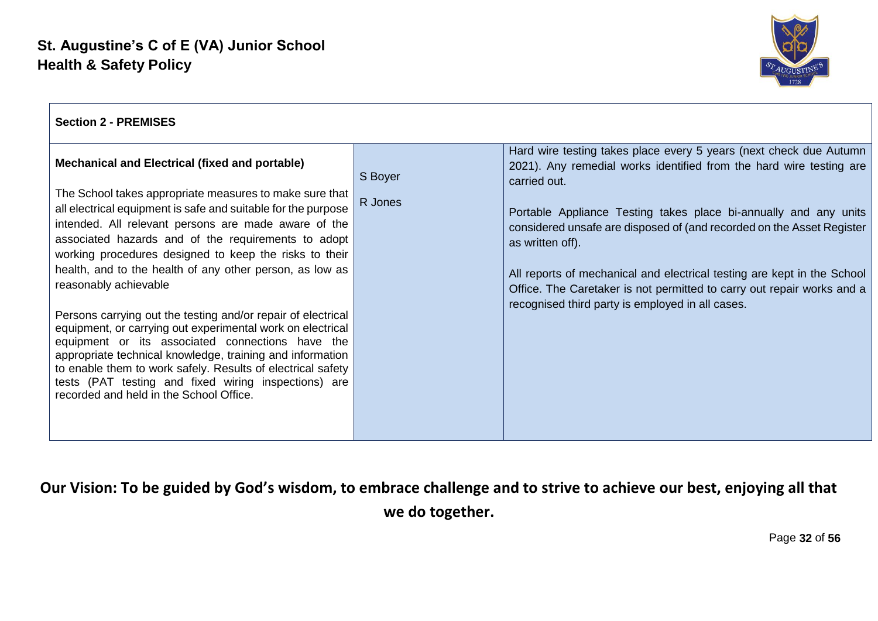**Section 2 - PREMISES**

| Mechanical and Electrical (fixed and portable) | | |
|---|---|---|
| **Mechanical and Electrical (fixed and portable)**<br><br>The School takes appropriate measures to make sure that all electrical equipment is safe and suitable for the purpose intended. All relevant persons are made aware of the associated hazards and of the requirements to adopt working procedures designed to keep the risks to their health, and to the health of any other person, as low as reasonably achievable<br><br>Persons carrying out the testing and/or repair of electrical equipment, or carrying out experimental work on electrical equipment or its associated connections have the appropriate technical knowledge, training and information to enable them to work safely. Results of electrical safety tests (PAT testing and fixed wiring inspections) are recorded and held in the School Office. | S Boyer<br><br>R Jones | Hard wire testing takes place every 5 years (next check due Autumn 2021). Any remedial works identified from the hard wire testing are carried out.<br><br>Portable Appliance Testing takes place bi-annually and any units considered unsafe are disposed of (and recorded on the Asset Register as written off).<br><br>All reports of mechanical and electrical testing are kept in the School Office. The Caretaker is not permitted to carry out repair works and a recognised third party is employed in all cases. |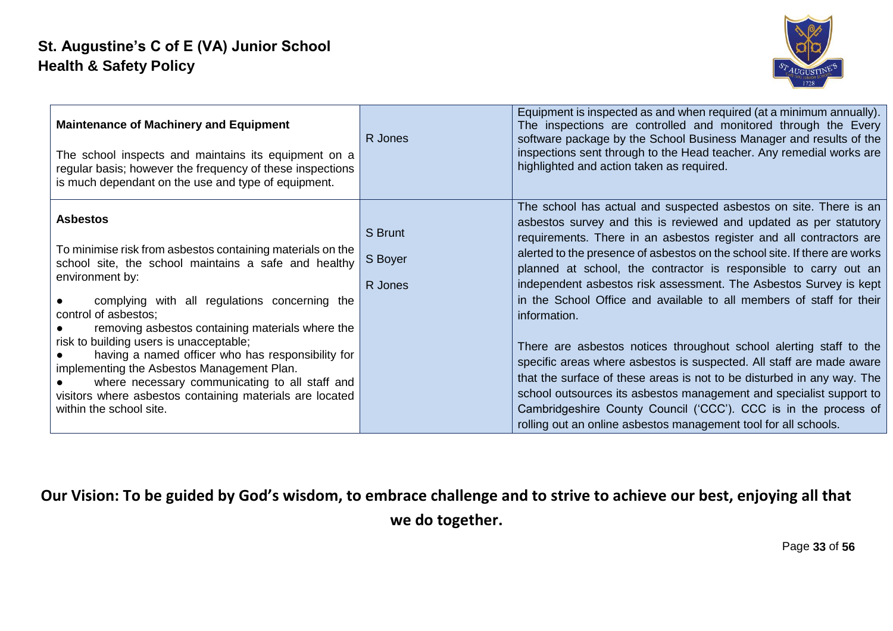| **Maintenance of Machinery and Equipment**<br><br>The school inspects and maintains its equipment on a regular basis; however the frequency of these inspections is much dependant on the use and type of equipment. | R Jones | Equipment is inspected as and when required (at a minimum annually). The inspections are controlled and monitored through the Every software package by the School Business Manager and results of the inspections sent through to the Head teacher. Any remedial works are highlighted and action taken as required. |
|---|---|---|
| **Asbestos**<br><br>To minimise risk from asbestos containing materials on the school site, the school maintains a safe and healthy environment by:<br><br>● complying with all regulations concerning the control of asbestos;<br>● removing asbestos containing materials where the risk to building users is unacceptable;<br>● having a named officer who has responsibility for implementing the Asbestos Management Plan.<br>● where necessary communicating to all staff and visitors where asbestos containing materials are located within the school site. | S Brunt<br><br>S Boyer<br><br>R Jones | The school has actual and suspected asbestos on site. There is an asbestos survey and this is reviewed and updated as per statutory requirements. There in an asbestos register and all contractors are alerted to the presence of asbestos on the school site. If there are works planned at school, the contractor is responsible to carry out an independent asbestos risk assessment. The Asbestos Survey is kept in the School Office and available to all members of staff for their information.<br><br>There are asbestos notices throughout school alerting staff to the specific areas where asbestos is suspected. All staff are made aware that the surface of these areas is not to be disturbed in any way. The school outsources its asbestos management and specialist support to Cambridgeshire County Council ('CCC'). CCC is in the process of rolling out an online asbestos management tool for all schools. |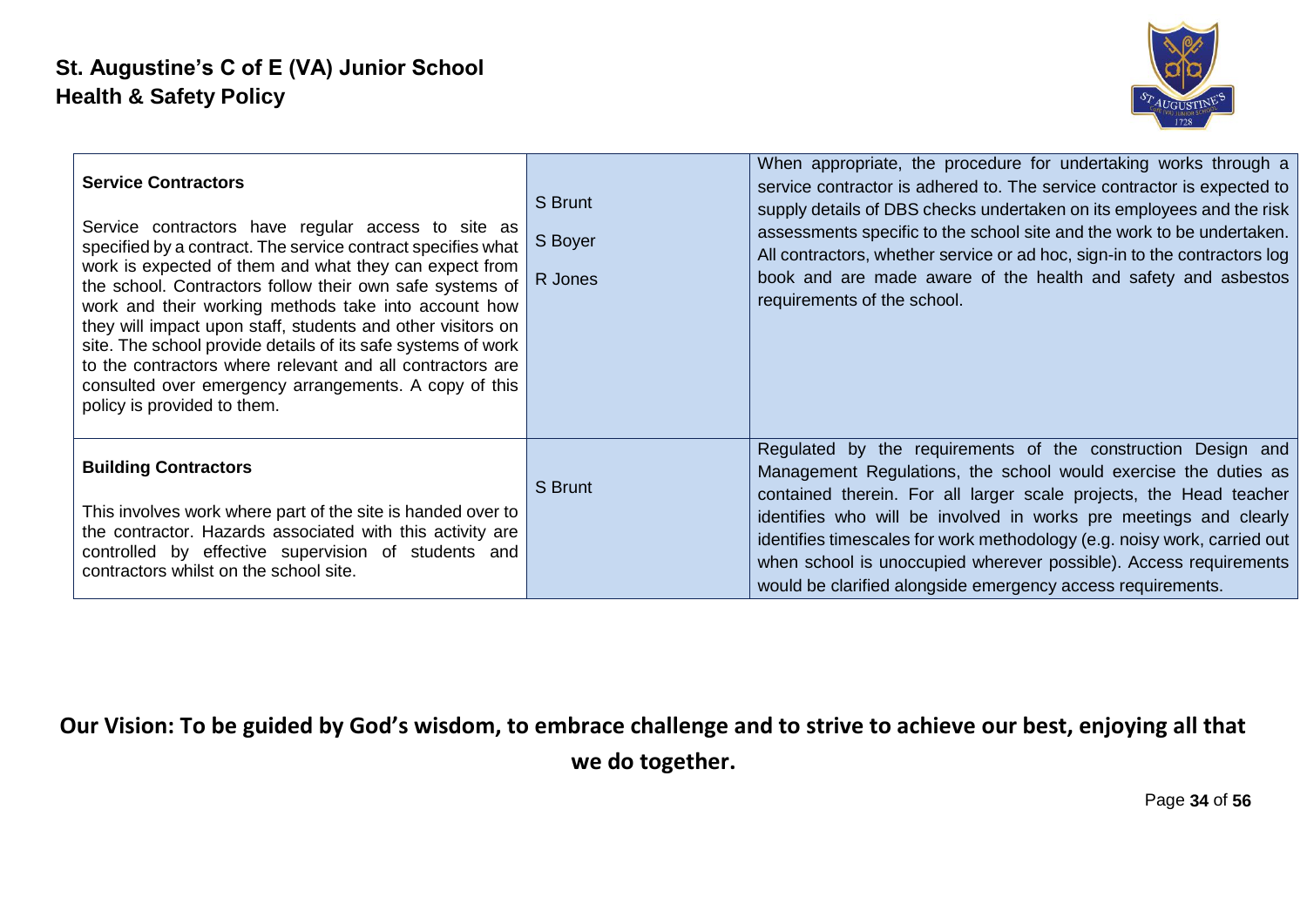| **Service Contractors**<br><br>Service contractors have regular access to site as specified by a contract. The service contract specifies what work is expected of them and what they can expect from the school. Contractors follow their own safe systems of work and their working methods take into account how they will impact upon staff, students and other visitors on site. The school provide details of its safe systems of work to the contractors where relevant and all contractors are consulted over emergency arrangements. A copy of this policy is provided to them. | S Brunt<br><br>S Boyer<br><br>R Jones | When appropriate, the procedure for undertaking works through a service contractor is adhered to. The service contractor is expected to supply details of DBS checks undertaken on its employees and the risk assessments specific to the school site and the work to be undertaken. All contractors, whether service or ad hoc, sign-in to the contractors log book and are made aware of the health and safety and asbestos requirements of the school. |
|---|---|---|
| **Building Contractors**<br><br>This involves work where part of the site is handed over to the contractor. Hazards associated with this activity are controlled by effective supervision of students and contractors whilst on the school site. | S Brunt | Regulated by the requirements of the construction Design and Management Regulations, the school would exercise the duties as contained therein. For all larger scale projects, the Head teacher identifies who will be involved in works pre meetings and clearly identifies timescales for work methodology (e.g. noisy work, carried out when school is unoccupied wherever possible). Access requirements would be clarified alongside emergency access requirements. |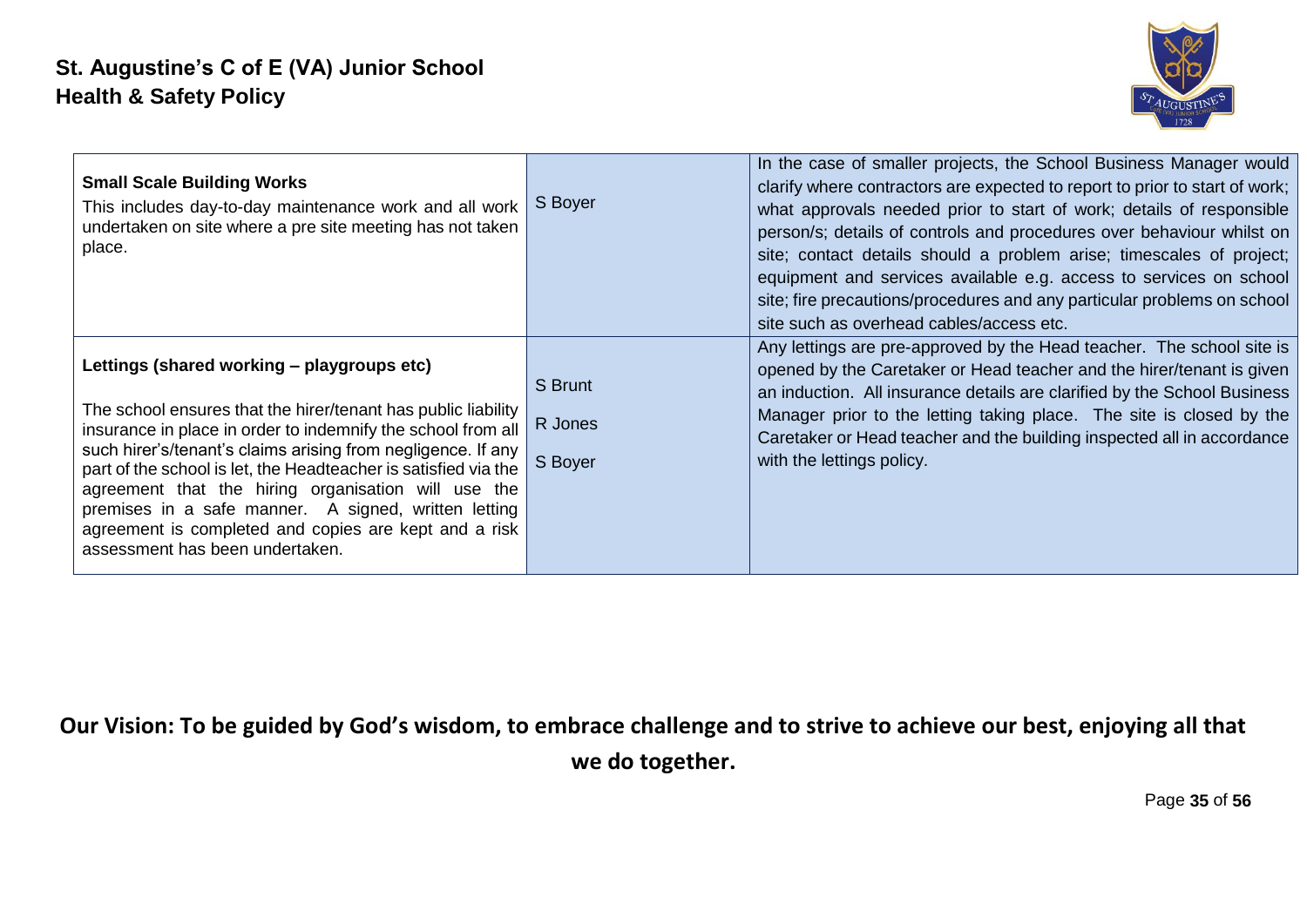| | | |
|---|---|---|
| **Small Scale Building Works**<br>This includes day-to-day maintenance work and all work undertaken on site where a pre site meeting has not taken place. | S Boyer | In the case of smaller projects, the School Business Manager would clarify where contractors are expected to report to prior to start of work; what approvals needed prior to start of work; details of responsible person/s; details of controls and procedures over behaviour whilst on site; contact details should a problem arise; timescales of project; equipment and services available e.g. access to services on school site; fire precautions/procedures and any particular problems on school site such as overhead cables/access etc. |
| **Lettings (shared working – playgroups etc)**<br><br>The school ensures that the hirer/tenant has public liability insurance in place in order to indemnify the school from all such hirer's/tenant's claims arising from negligence. If any part of the school is let, the Headteacher is satisfied via the agreement that the hiring organisation will use the premises in a safe manner. A signed, written letting agreement is completed and copies are kept and a risk assessment has been undertaken. | S Brunt<br><br>R Jones<br><br>S Boyer | Any lettings are pre-approved by the Head teacher. The school site is opened by the Caretaker or Head teacher and the hirer/tenant is given an induction. All insurance details are clarified by the School Business Manager prior to the letting taking place. The site is closed by the Caretaker or Head teacher and the building inspected all in accordance with the lettings policy. |

**Our Vision: To be guided by God's wisdom, to embrace challenge and to strive to achieve our best, enjoying all that we do together.**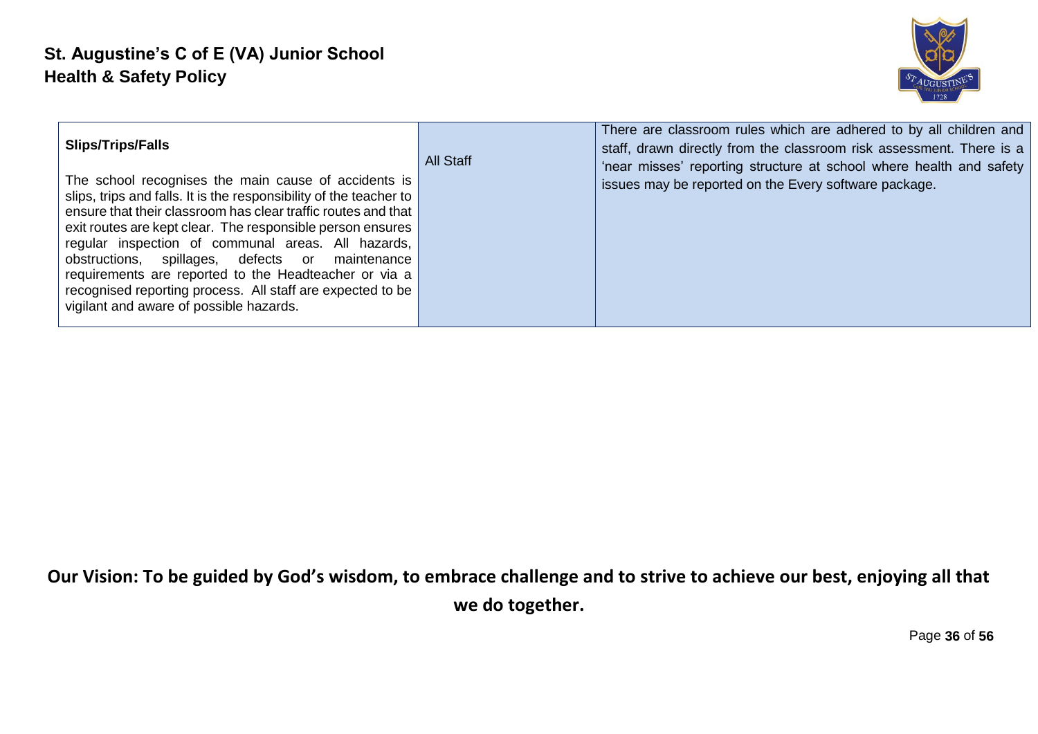| **Slips/Trips/Falls**<br><br>The school recognises the main cause of accidents is slips, trips and falls. It is the responsibility of the teacher to ensure that their classroom has clear traffic routes and that exit routes are kept clear. The responsible person ensures regular inspection of communal areas. All hazards, obstructions, spillages, defects or maintenance requirements are reported to the Headteacher or via a recognised reporting process. All staff are expected to be vigilant and aware of possible hazards. | All Staff | There are classroom rules which are adhered to by all children and staff, drawn directly from the classroom risk assessment. There is a 'near misses' reporting structure at school where health and safety issues may be reported on the Every software package. |
|---|---|---|

**Our Vision: To be guided by God's wisdom, to embrace challenge and to strive to achieve our best, enjoying all that we do together.**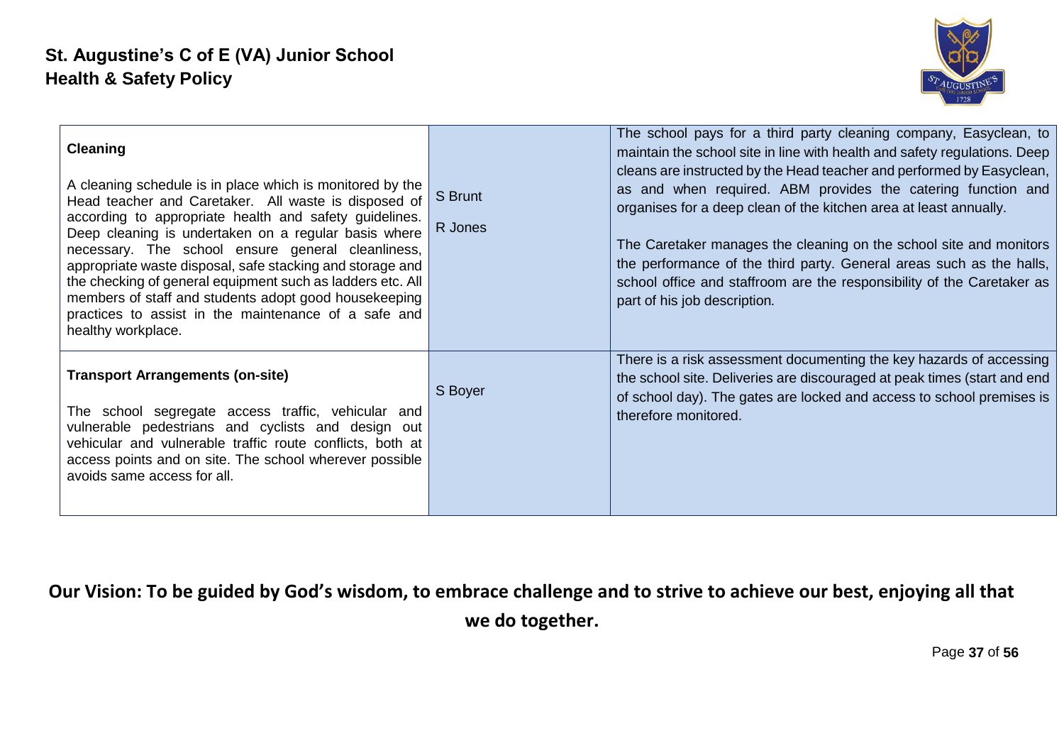| **Cleaning**<br><br>A cleaning schedule is in place which is monitored by the Head teacher and Caretaker. All waste is disposed of according to appropriate health and safety guidelines. Deep cleaning is undertaken on a regular basis where necessary. The school ensure general cleanliness, appropriate waste disposal, safe stacking and storage and the checking of general equipment such as ladders etc. All members of staff and students adopt good housekeeping practices to assist in the maintenance of a safe and healthy workplace. | S Brunt<br><br>R Jones | The school pays for a third party cleaning company, Easyclean, to maintain the school site in line with health and safety regulations. Deep cleans are instructed by the Head teacher and performed by Easyclean, as and when required. ABM provides the catering function and organises for a deep clean of the kitchen area at least annually.<br><br>The Caretaker manages the cleaning on the school site and monitors the performance of the third party. General areas such as the halls, school office and staffroom are the responsibility of the Caretaker as part of his job description. |
|---|---|---|
| **Transport Arrangements (on-site)**<br><br>The school segregate access traffic, vehicular and vulnerable pedestrians and cyclists and design out vehicular and vulnerable traffic route conflicts, both at access points and on site. The school wherever possible avoids same access for all. | S Boyer | There is a risk assessment documenting the key hazards of accessing the school site. Deliveries are discouraged at peak times (start and end of school day). The gates are locked and access to school premises is therefore monitored. |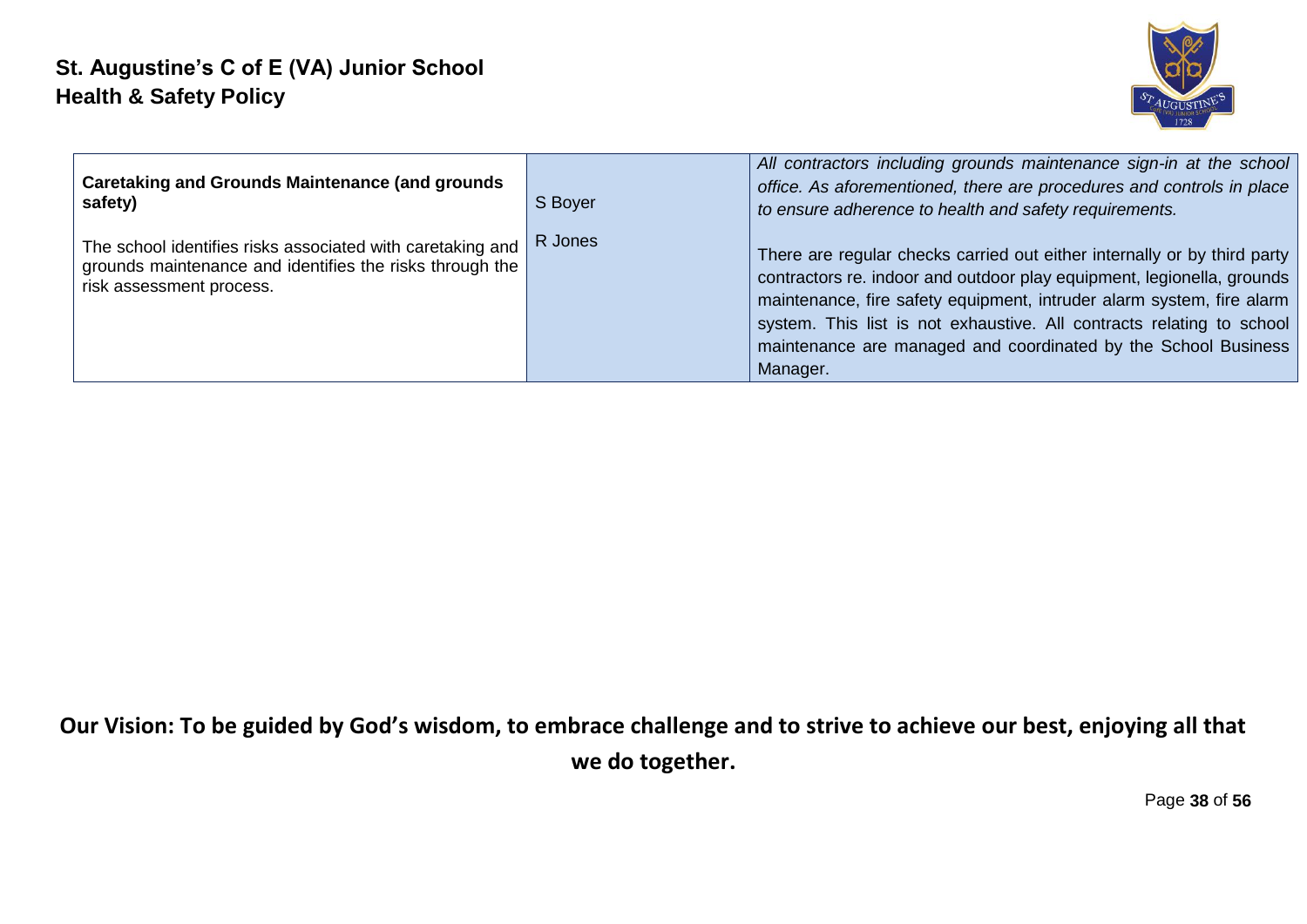| | | |
|---|---|---|
| **Caretaking and Grounds Maintenance (and grounds safety)**<br><br>The school identifies risks associated with caretaking and grounds maintenance and identifies the risks through the risk assessment process. | S Boyer<br><br>R Jones | *All contractors including grounds maintenance sign-in at the school office. As aforementioned, there are procedures and controls in place to ensure adherence to health and safety requirements.*<br><br>There are regular checks carried out either internally or by third party contractors re. indoor and outdoor play equipment, legionella, grounds maintenance, fire safety equipment, intruder alarm system, fire alarm system. This list is not exhaustive. All contracts relating to school maintenance are managed and coordinated by the School Business Manager. |

**Our Vision: To be guided by God's wisdom, to embrace challenge and to strive to achieve our best, enjoying all that we do together.**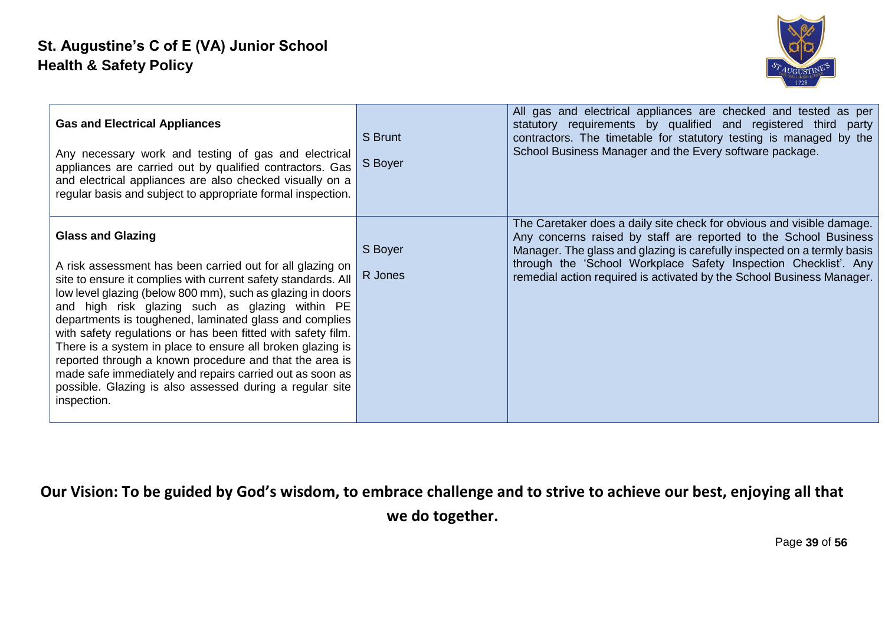| **Gas and Electrical Appliances**<br><br>Any necessary work and testing of gas and electrical appliances are carried out by qualified contractors. Gas and electrical appliances are also checked visually on a regular basis and subject to appropriate formal inspection. | S Brunt<br><br>S Boyer | All gas and electrical appliances are checked and tested as per statutory requirements by qualified and registered third party contractors. The timetable for statutory testing is managed by the School Business Manager and the Every software package. |
|---|---|---|
| **Glass and Glazing**<br><br>A risk assessment has been carried out for all glazing on site to ensure it complies with current safety standards. All low level glazing (below 800 mm), such as glazing in doors and high risk glazing such as glazing within PE departments is toughened, laminated glass and complies with safety regulations or has been fitted with safety film. There is a system in place to ensure all broken glazing is reported through a known procedure and that the area is made safe immediately and repairs carried out as soon as possible. Glazing is also assessed during a regular site inspection. | S Boyer<br><br>R Jones | The Caretaker does a daily site check for obvious and visible damage. Any concerns raised by staff are reported to the School Business Manager. The glass and glazing is carefully inspected on a termly basis through the 'School Workplace Safety Inspection Checklist'. Any remedial action required is activated by the School Business Manager. |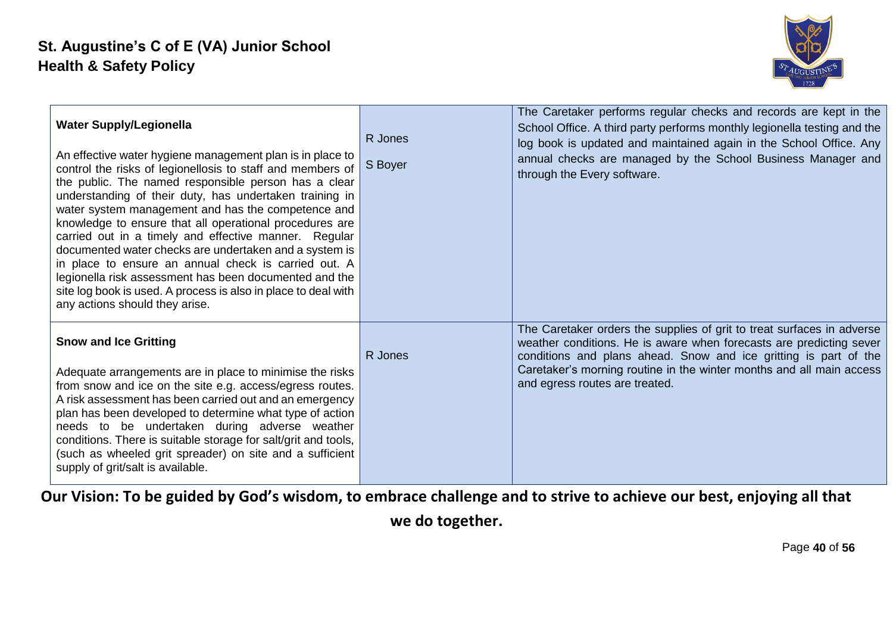| | | |
|---|---|---|
| **Water Supply/Legionella**<br><br>An effective water hygiene management plan is in place to control the risks of legionellosis to staff and members of the public. The named responsible person has a clear understanding of their duty, has undertaken training in water system management and has the competence and knowledge to ensure that all operational procedures are carried out in a timely and effective manner. Regular documented water checks are undertaken and a system is in place to ensure an annual check is carried out. A legionella risk assessment has been documented and the site log book is used. A process is also in place to deal with any actions should they arise. | R Jones<br><br>S Boyer | The Caretaker performs regular checks and records are kept in the School Office. A third party performs monthly legionella testing and the log book is updated and maintained again in the School Office. Any annual checks are managed by the School Business Manager and through the Every software. |
| **Snow and Ice Gritting**<br><br>Adequate arrangements are in place to minimise the risks from snow and ice on the site e.g. access/egress routes. A risk assessment has been carried out and an emergency plan has been developed to determine what type of action needs to be undertaken during adverse weather conditions. There is suitable storage for salt/grit and tools, (such as wheeled grit spreader) on site and a sufficient supply of grit/salt is available. | R Jones | The Caretaker orders the supplies of grit to treat surfaces in adverse weather conditions. He is aware when forecasts are predicting sever conditions and plans ahead. Snow and ice gritting is part of the Caretaker's morning routine in the winter months and all main access and egress routes are treated. |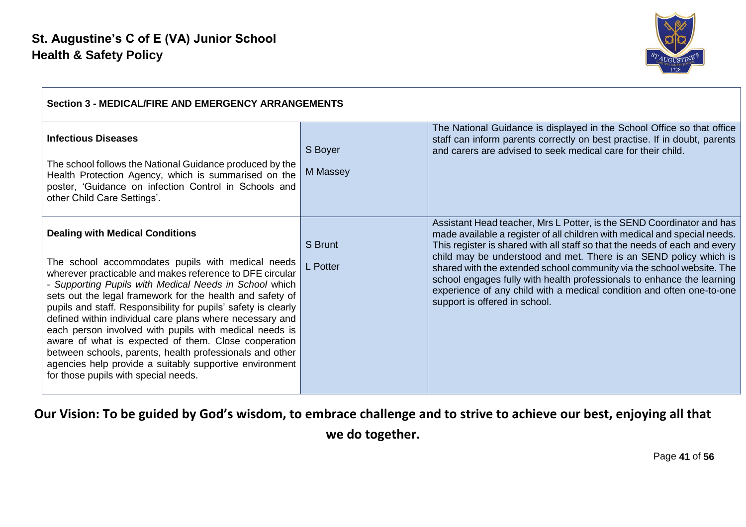# St. Augustine's C of E (VA) Junior School
## Health & Safety Policy

| Section 3 - MEDICAL/FIRE AND EMERGENCY ARRANGEMENTS | | |
|---|---|---|
| **Infectious Diseases**<br><br>The school follows the National Guidance produced by the Health Protection Agency, which is summarised on the poster, 'Guidance on infection Control in Schools and other Child Care Settings'. | S Boyer<br><br>M Massey | The National Guidance is displayed in the School Office so that office staff can inform parents correctly on best practise. If in doubt, parents and carers are advised to seek medical care for their child. |
| **Dealing with Medical Conditions**<br><br>The school accommodates pupils with medical needs wherever practicable and makes reference to DFE circular - *Supporting Pupils with Medical Needs in School* which sets out the legal framework for the health and safety of pupils and staff. Responsibility for pupils' safety is clearly defined within individual care plans where necessary and each person involved with pupils with medical needs is aware of what is expected of them. Close cooperation between schools, parents, health professionals and other agencies help provide a suitably supportive environment for those pupils with special needs. | S Brunt<br><br>L Potter | Assistant Head teacher, Mrs L Potter, is the SEND Coordinator and has made available a register of all children with medical and special needs. This register is shared with all staff so that the needs of each and every child may be understood and met. There is an SEND policy which is shared with the extended school community via the school website. The school engages fully with health professionals to enhance the learning experience of any child with a medical condition and often one-to-one support is offered in school. |

**Our Vision: To be guided by God's wisdom, to embrace challenge and to strive to achieve our best, enjoying all that we do together.**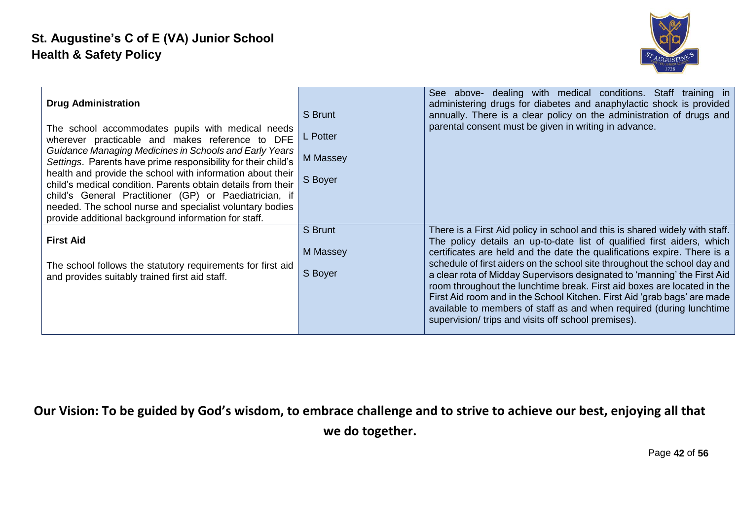| | | |
|---|---|---|
| **Drug Administration**<br><br>The school accommodates pupils with medical needs wherever practicable and makes reference to DFE *Guidance Managing Medicines in Schools and Early Years Settings*. Parents have prime responsibility for their child's health and provide the school with information about their child's medical condition. Parents obtain details from their child's General Practitioner (GP) or Paediatrician, if needed. The school nurse and specialist voluntary bodies provide additional background information for staff. | S Brunt<br><br>L Potter<br><br>M Massey<br><br>S Boyer | See above- dealing with medical conditions. Staff training in administering drugs for diabetes and anaphylactic shock is provided annually. There is a clear policy on the administration of drugs and parental consent must be given in writing in advance. |
| **First Aid**<br><br>The school follows the statutory requirements for first aid and provides suitably trained first aid staff. | S Brunt<br><br>M Massey<br><br>S Boyer | There is a First Aid policy in school and this is shared widely with staff. The policy details an up-to-date list of qualified first aiders, which certificates are held and the date the qualifications expire. There is a schedule of first aiders on the school site throughout the school day and a clear rota of Midday Supervisors designated to 'manning' the First Aid room throughout the lunchtime break. First aid boxes are located in the First Aid room and in the School Kitchen. First Aid 'grab bags' are made available to members of staff as and when required (during lunchtime supervision/ trips and visits off school premises). |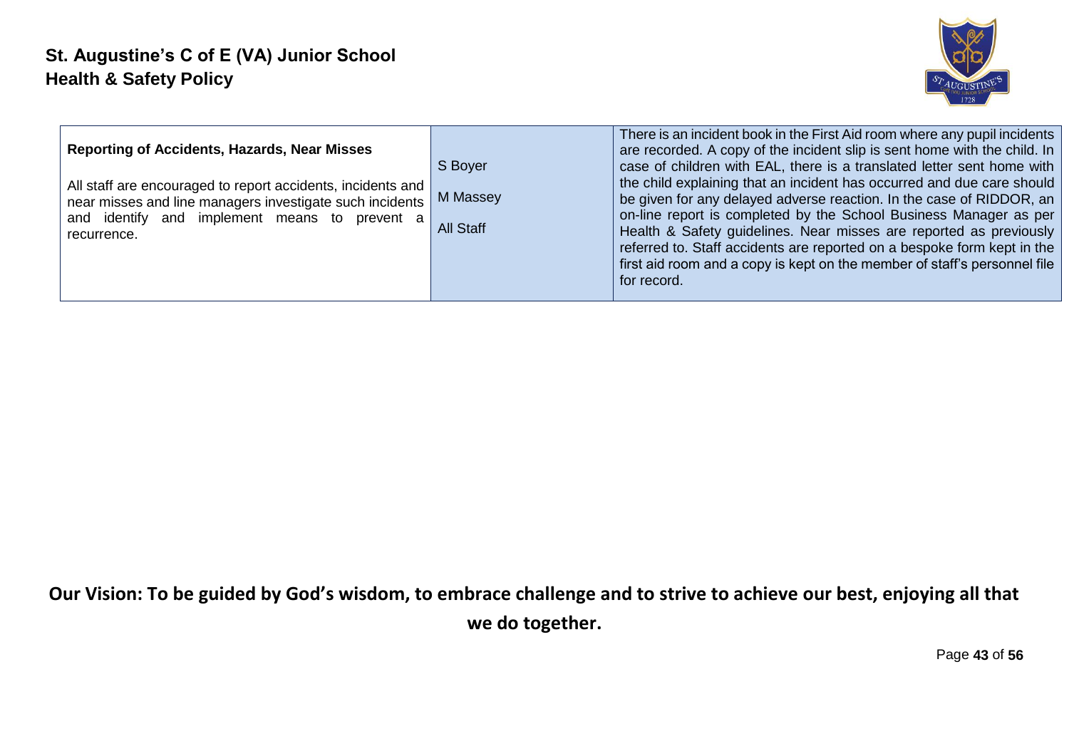| **Reporting of Accidents, Hazards, Near Misses**<br><br>All staff are encouraged to report accidents, incidents and near misses and line managers investigate such incidents and identify and implement means to prevent a recurrence. | S Boyer<br><br>M Massey<br><br>All Staff | There is an incident book in the First Aid room where any pupil incidents are recorded. A copy of the incident slip is sent home with the child. In case of children with EAL, there is a translated letter sent home with the child explaining that an incident has occurred and due care should be given for any delayed adverse reaction. In the case of RIDDOR, an on-line report is completed by the School Business Manager as per Health & Safety guidelines. Near misses are reported as previously referred to. Staff accidents are reported on a bespoke form kept in the first aid room and a copy is kept on the member of staff's personnel file for record. |
|---|---|---|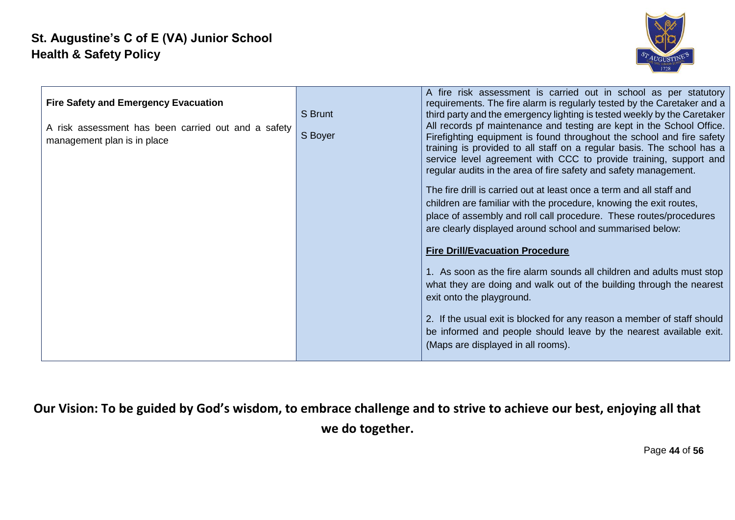| Fire Safety and Emergency Evacuation<br><br>A risk assessment has been carried out and a safety management plan is in place | S Brunt<br><br>S Boyer | A fire risk assessment is carried out in school as per statutory requirements. The fire alarm is regularly tested by the Caretaker and a third party and the emergency lighting is tested weekly by the Caretaker All records pf maintenance and testing are kept in the School Office. Firefighting equipment is found throughout the school and fire safety training is provided to all staff on a regular basis. The school has a service level agreement with CCC to provide training, support and regular audits in the area of fire safety and safety management.<br><br>The fire drill is carried out at least once a term and all staff and children are familiar with the procedure, knowing the exit routes, place of assembly and roll call procedure. These routes/procedures are clearly displayed around school and summarised below:<br><br>**Fire Drill/Evacuation Procedure**<br><br>1. As soon as the fire alarm sounds all children and adults must stop what they are doing and walk out of the building through the nearest exit onto the playground.<br><br>2. If the usual exit is blocked for any reason a member of staff should be informed and people should leave by the nearest available exit. (Maps are displayed in all rooms). |
|---|---|---|

**Our Vision: To be guided by God's wisdom, to embrace challenge and to strive to achieve our best, enjoying all that we do together.**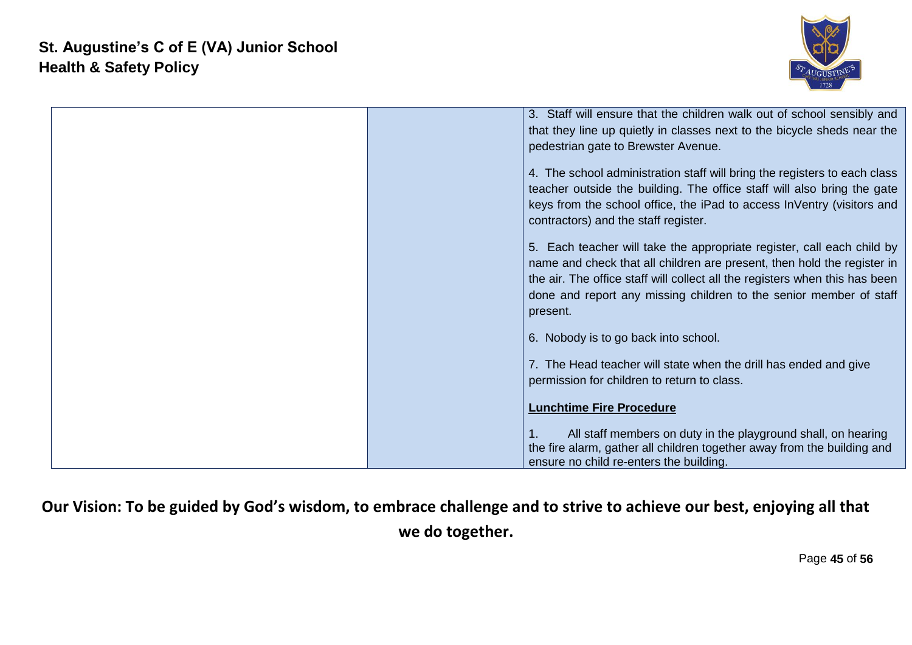| | | 3. Staff will ensure that the children walk out of school sensibly and that they line up quietly in classes next to the bicycle sheds near the pedestrian gate to Brewster Avenue.<br><br>4. The school administration staff will bring the registers to each class teacher outside the building. The office staff will also bring the gate keys from the school office, the iPad to access InVentry (visitors and contractors) and the staff register.<br><br>5. Each teacher will take the appropriate register, call each child by name and check that all children are present, then hold the register in the air. The office staff will collect all the registers when this has been done and report any missing children to the senior member of staff present.<br><br>6. Nobody is to go back into school.<br><br>7. The Head teacher will state when the drill has ended and give permission for children to return to class.<br><br>**<u>Lunchtime Fire Procedure</u>**<br><br>1. All staff members on duty in the playground shall, on hearing the fire alarm, gather all children together away from the building and ensure no child re-enters the building. |
|---|---|---|

**Our Vision: To be guided by God's wisdom, to embrace challenge and to strive to achieve our best, enjoying all that we do together.**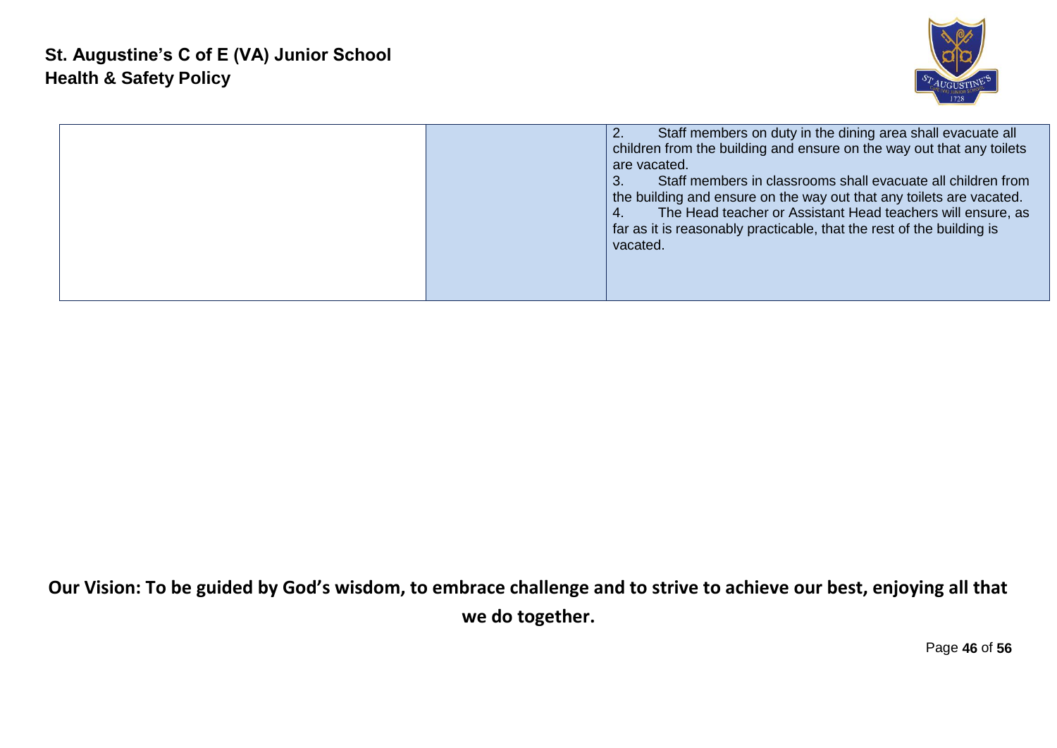| | | |
|---|---|---|
| | | 2. Staff members on duty in the dining area shall evacuate all children from the building and ensure on the way out that any toilets are vacated.<br>3. Staff members in classrooms shall evacuate all children from the building and ensure on the way out that any toilets are vacated.<br>4. The Head teacher or Assistant Head teachers will ensure, as far as it is reasonably practicable, that the rest of the building is vacated. |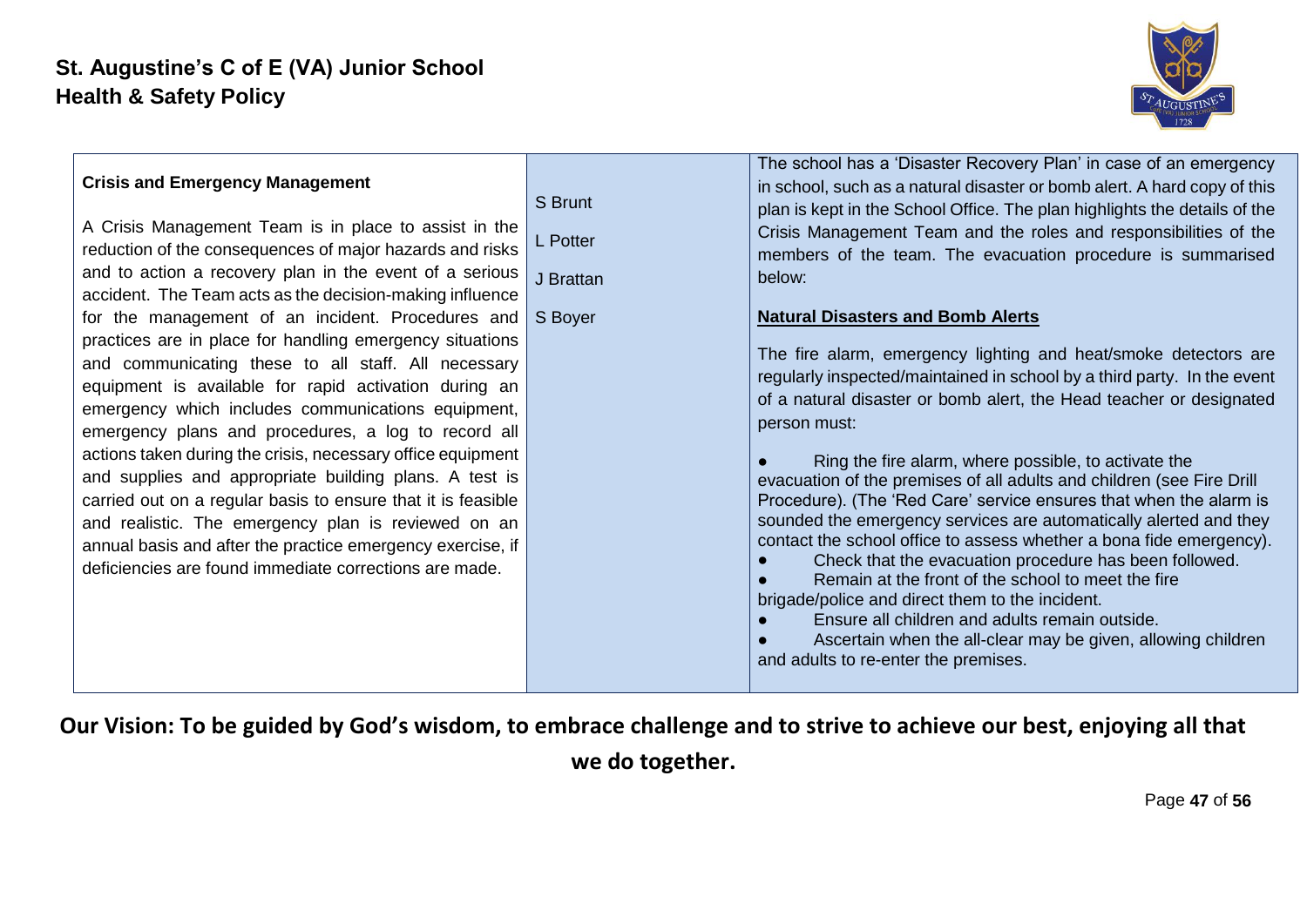| Crisis and Emergency Management | | |
|---|---|---|
| A Crisis Management Team is in place to assist in the reduction of the consequences of major hazards and risks and to action a recovery plan in the event of a serious accident. The Team acts as the decision-making influence for the management of an incident. Procedures and practices are in place for handling emergency situations and communicating these to all staff. All necessary equipment is available for rapid activation during an emergency which includes communications equipment, emergency plans and procedures, a log to record all actions taken during the crisis, necessary office equipment and supplies and appropriate building plans. A test is carried out on a regular basis to ensure that it is feasible and realistic. The emergency plan is reviewed on an annual basis and after the practice emergency exercise, if deficiencies are found immediate corrections are made. | S Brunt<br><br>L Potter<br><br>J Brattan<br><br>S Boyer | The school has a 'Disaster Recovery Plan' in case of an emergency in school, such as a natural disaster or bomb alert. A hard copy of this plan is kept in the School Office. The plan highlights the details of the Crisis Management Team and the roles and responsibilities of the members of the team. The evacuation procedure is summarised below:<br><br>**Natural Disasters and Bomb Alerts**<br><br>The fire alarm, emergency lighting and heat/smoke detectors are regularly inspected/maintained in school by a third party. In the event of a natural disaster or bomb alert, the Head teacher or designated person must:<br><br>● Ring the fire alarm, where possible, to activate the evacuation of the premises of all adults and children (see Fire Drill Procedure). (The 'Red Care' service ensures that when the alarm is sounded the emergency services are automatically alerted and they contact the school office to assess whether a bona fide emergency).<br>● Check that the evacuation procedure has been followed.<br>● Remain at the front of the school to meet the fire brigade/police and direct them to the incident.<br>● Ensure all children and adults remain outside.<br>● Ascertain when the all-clear may be given, allowing children and adults to re-enter the premises. |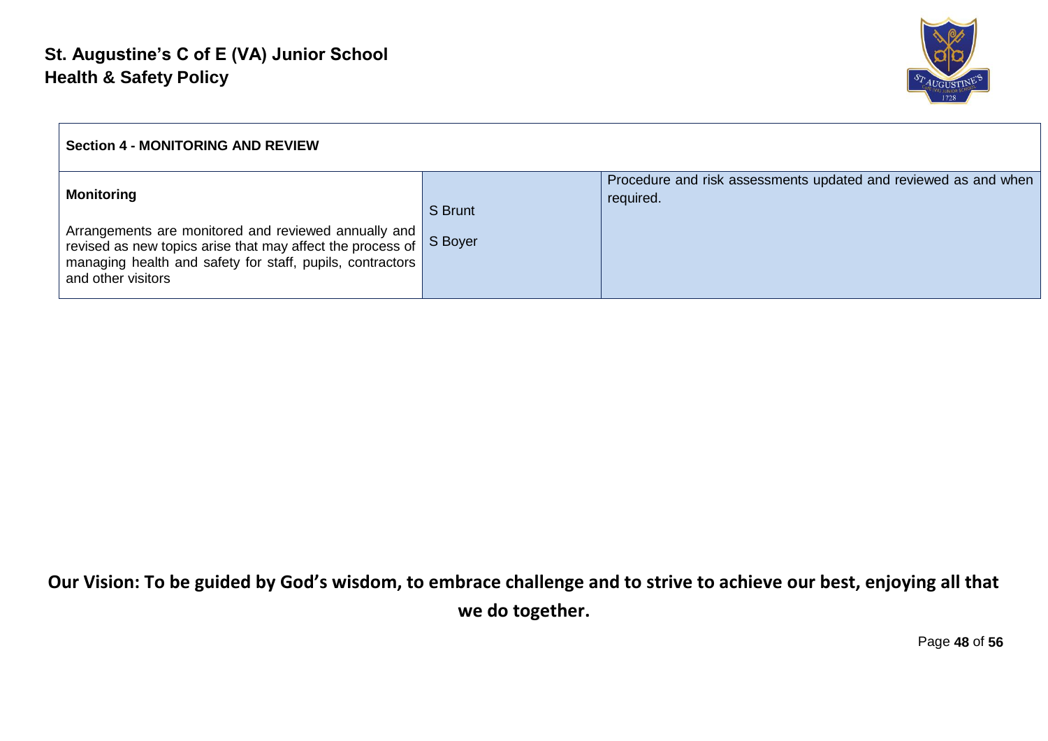| Section 4 - MONITORING AND REVIEW | | |
|---|---|---|
| **Monitoring**<br><br>Arrangements are monitored and reviewed annually and revised as new topics arise that may affect the process of managing health and safety for staff, pupils, contractors and other visitors | S Brunt<br><br>S Boyer | Procedure and risk assessments updated and reviewed as and when required. |

**Our Vision: To be guided by God's wisdom, to embrace challenge and to strive to achieve our best, enjoying all that we do together.**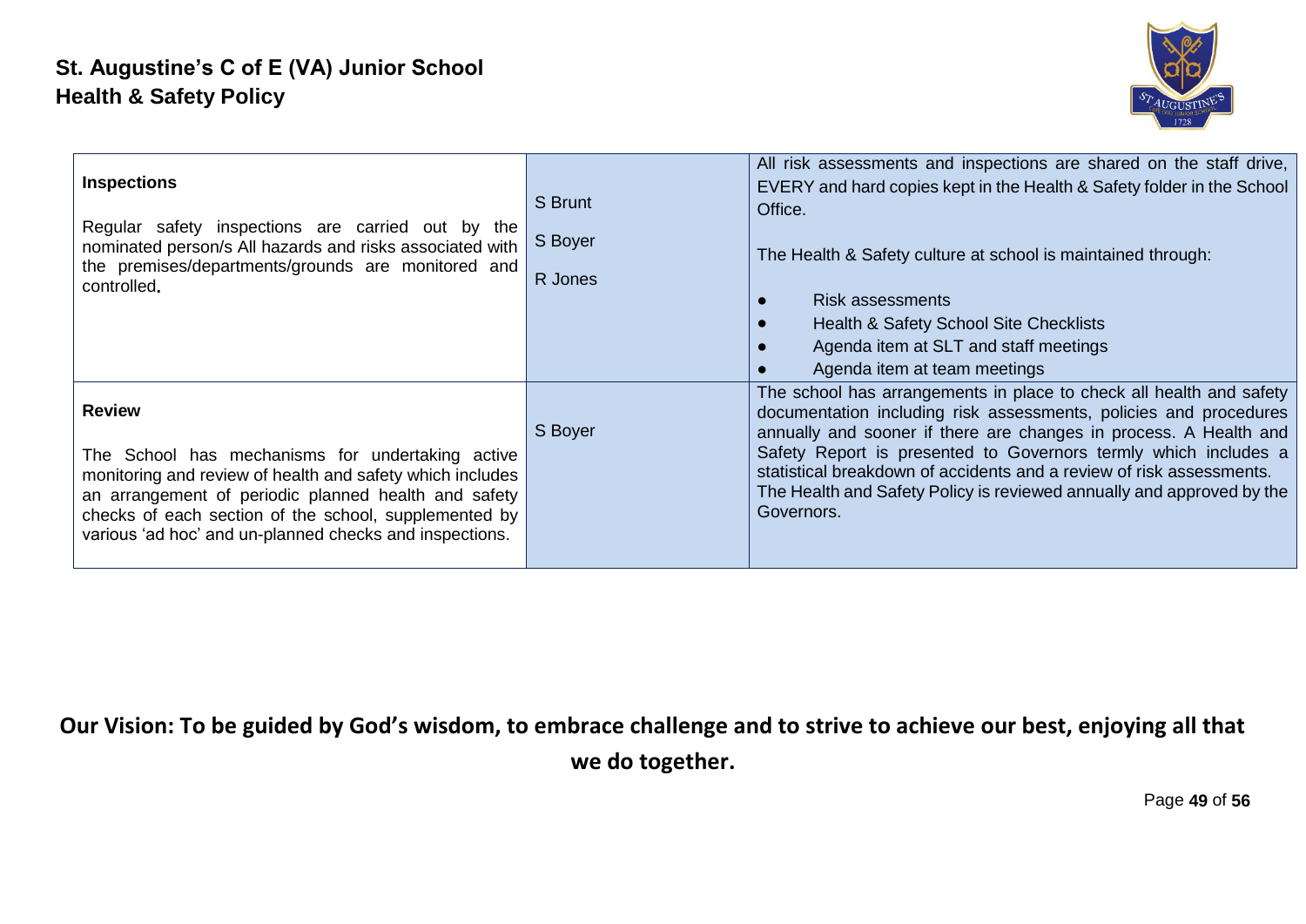| **Inspections**<br><br>Regular safety inspections are carried out by the nominated person/s All hazards and risks associated with the premises/departments/grounds are monitored and controlled. | S Brunt<br><br>S Boyer<br><br>R Jones | All risk assessments and inspections are shared on the staff drive, EVERY and hard copies kept in the Health & Safety folder in the School Office.<br><br>The Health & Safety culture at school is maintained through:<br><br>● Risk assessments<br>● Health & Safety School Site Checklists<br>● Agenda item at SLT and staff meetings<br>● Agenda item at team meetings |
|---|---|---|
| **Review**<br><br>The School has mechanisms for undertaking active monitoring and review of health and safety which includes an arrangement of periodic planned health and safety checks of each section of the school, supplemented by various 'ad hoc' and un-planned checks and inspections. | S Boyer | The school has arrangements in place to check all health and safety documentation including risk assessments, policies and procedures annually and sooner if there are changes in process. A Health and Safety Report is presented to Governors termly which includes a statistical breakdown of accidents and a review of risk assessments. The Health and Safety Policy is reviewed annually and approved by the Governors. |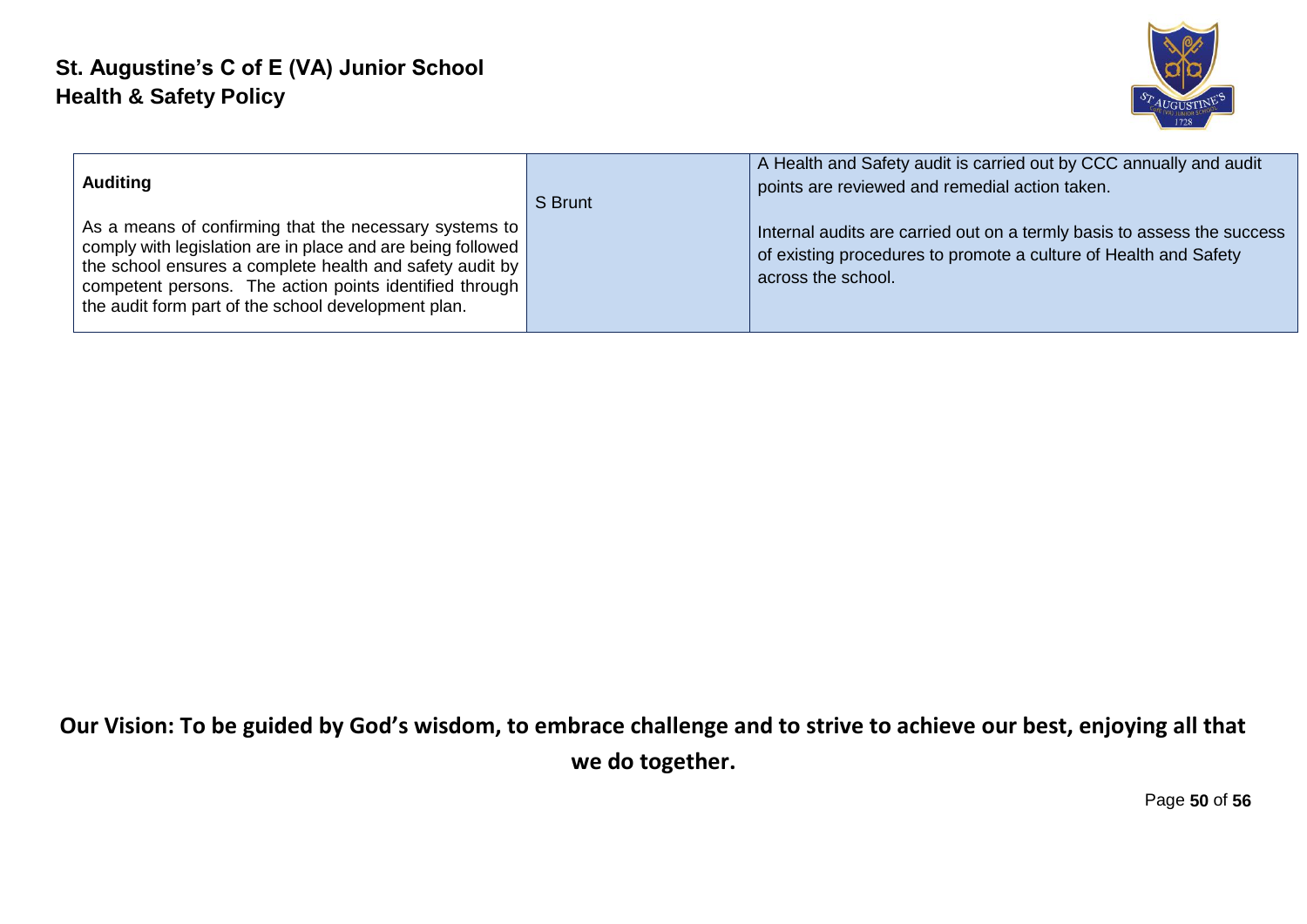| **Auditing**<br><br>As a means of confirming that the necessary systems to comply with legislation are in place and are being followed the school ensures a complete health and safety audit by competent persons. The action points identified through the audit form part of the school development plan. | S Brunt | A Health and Safety audit is carried out by CCC annually and audit points are reviewed and remedial action taken.<br><br>Internal audits are carried out on a termly basis to assess the success of existing procedures to promote a culture of Health and Safety across the school. |
|---|---|---|

**Our Vision: To be guided by God's wisdom, to embrace challenge and to strive to achieve our best, enjoying all that we do together.**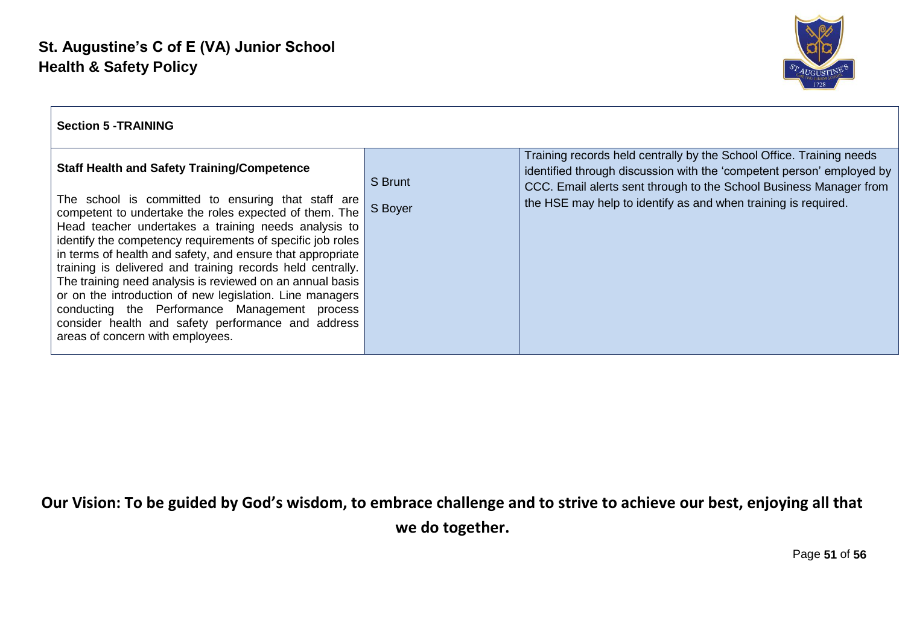| Section 5 -TRAINING | | |
|---|---|---|
| **Staff Health and Safety Training/Competence**<br><br>The school is committed to ensuring that staff are competent to undertake the roles expected of them. The Head teacher undertakes a training needs analysis to identify the competency requirements of specific job roles in terms of health and safety, and ensure that appropriate training is delivered and training records held centrally. The training need analysis is reviewed on an annual basis or on the introduction of new legislation. Line managers conducting the Performance Management process consider health and safety performance and address areas of concern with employees. | S Brunt<br><br>S Boyer | Training records held centrally by the School Office. Training needs identified through discussion with the 'competent person' employed by CCC. Email alerts sent through to the School Business Manager from the HSE may help to identify as and when training is required. |

**Our Vision: To be guided by God's wisdom, to embrace challenge and to strive to achieve our best, enjoying all that we do together.**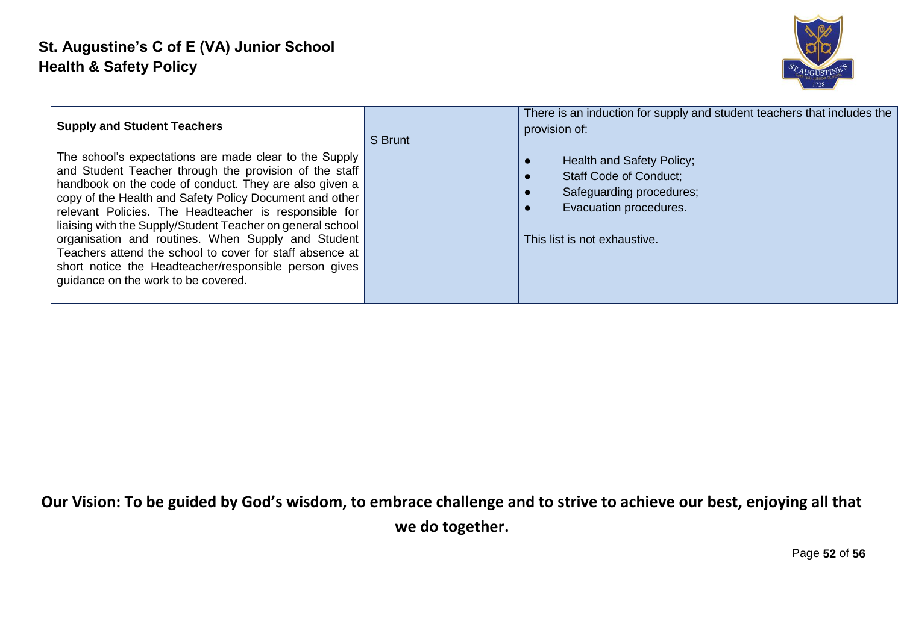| **Supply and Student Teachers**<br><br>The school's expectations are made clear to the Supply and Student Teacher through the provision of the staff handbook on the code of conduct. They are also given a copy of the Health and Safety Policy Document and other relevant Policies. The Headteacher is responsible for liaising with the Supply/Student Teacher on general school organisation and routines. When Supply and Student Teachers attend the school to cover for staff absence at short notice the Headteacher/responsible person gives guidance on the work to be covered. | S Brunt | There is an induction for supply and student teachers that includes the provision of:<br><br>● Health and Safety Policy;<br>● Staff Code of Conduct;<br>● Safeguarding procedures;<br>● Evacuation procedures.<br><br>This list is not exhaustive. |
|---|---|---|

**Our Vision: To be guided by God's wisdom, to embrace challenge and to strive to achieve our best, enjoying all that we do together.**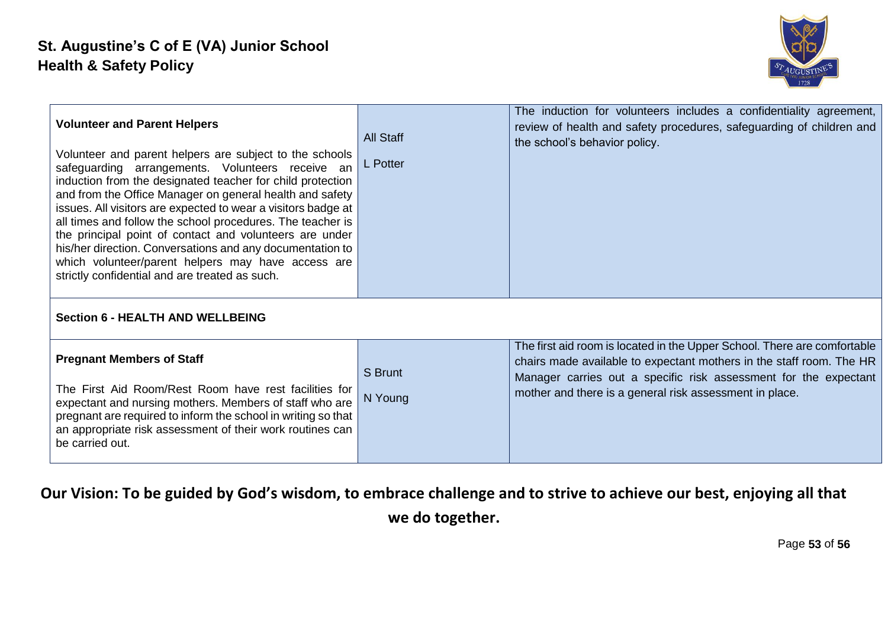| | | |
|---|---|---|
| **Volunteer and Parent Helpers**<br><br>Volunteer and parent helpers are subject to the schools safeguarding arrangements. Volunteers receive an induction from the designated teacher for child protection and from the Office Manager on general health and safety issues. All visitors are expected to wear a visitors badge at all times and follow the school procedures. The teacher is the principal point of contact and volunteers are under his/her direction. Conversations and any documentation to which volunteer/parent helpers may have access are strictly confidential and are treated as such. | All Staff<br><br>L Potter | The induction for volunteers includes a confidentiality agreement, review of health and safety procedures, safeguarding of children and the school's behavior policy. |
| **Section 6 - HEALTH AND WELLBEING** | | |
| **Pregnant Members of Staff**<br><br>The First Aid Room/Rest Room have rest facilities for expectant and nursing mothers. Members of staff who are pregnant are required to inform the school in writing so that an appropriate risk assessment of their work routines can be carried out. | S Brunt<br><br>N Young | The first aid room is located in the Upper School. There are comfortable chairs made available to expectant mothers in the staff room. The HR Manager carries out a specific risk assessment for the expectant mother and there is a general risk assessment in place. |

**Our Vision: To be guided by God's wisdom, to embrace challenge and to strive to achieve our best, enjoying all that we do together.**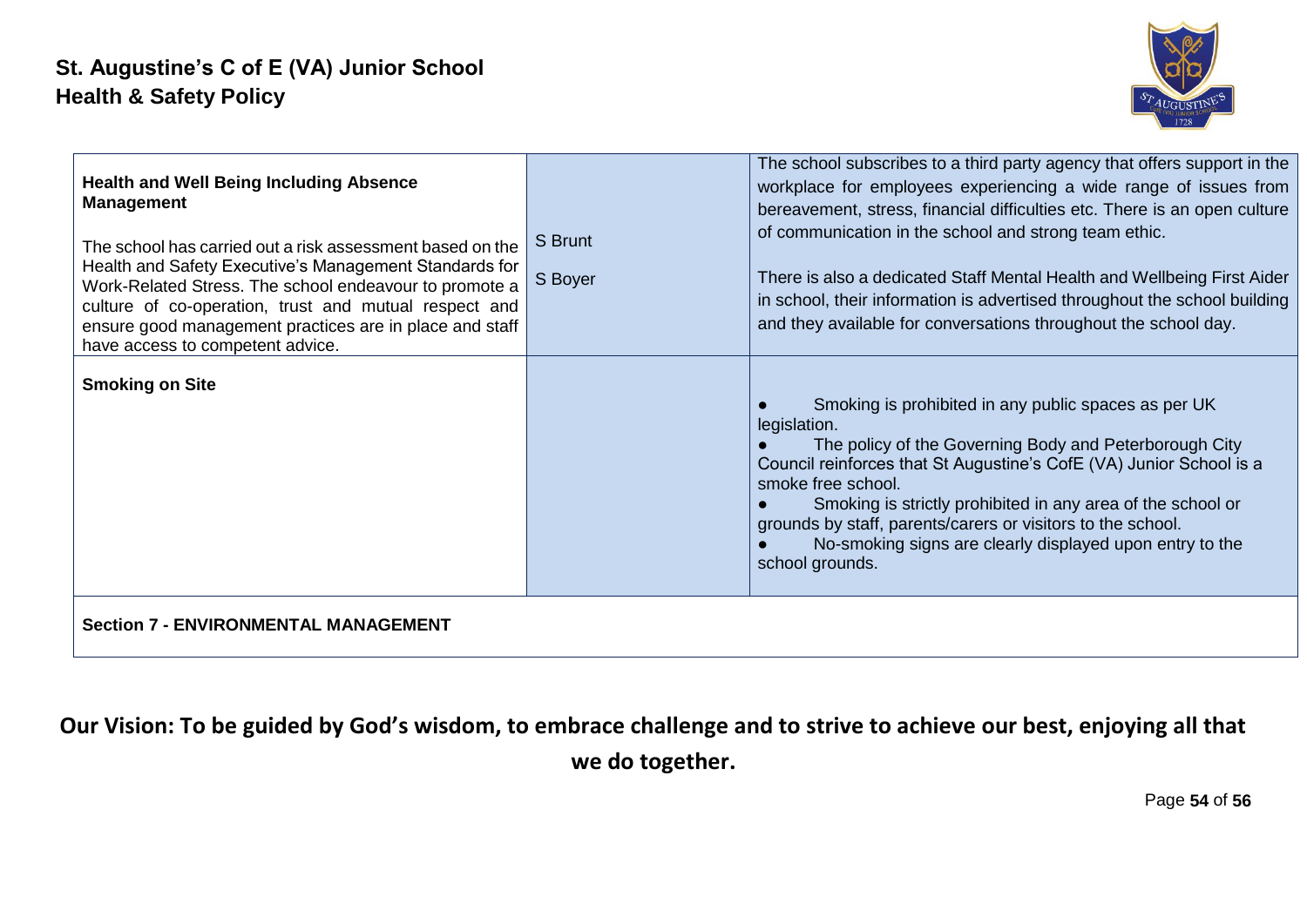| | | |
|---|---|---|
| **Health and Well Being Including Absence Management**<br><br>The school has carried out a risk assessment based on the Health and Safety Executive's Management Standards for Work-Related Stress. The school endeavour to promote a culture of co-operation, trust and mutual respect and ensure good management practices are in place and staff have access to competent advice. | S Brunt<br><br>S Boyer | The school subscribes to a third party agency that offers support in the workplace for employees experiencing a wide range of issues from bereavement, stress, financial difficulties etc. There is an open culture of communication in the school and strong team ethic.<br><br>There is also a dedicated Staff Mental Health and Wellbeing First Aider in school, their information is advertised throughout the school building and they available for conversations throughout the school day. |
| **Smoking on Site** | | ● Smoking is prohibited in any public spaces as per UK legislation.<br>● The policy of the Governing Body and Peterborough City Council reinforces that St Augustine's CofE (VA) Junior School is a smoke free school.<br>● Smoking is strictly prohibited in any area of the school or grounds by staff, parents/carers or visitors to the school.<br>● No-smoking signs are clearly displayed upon entry to the school grounds. |
| **Section 7 - ENVIRONMENTAL MANAGEMENT** | | |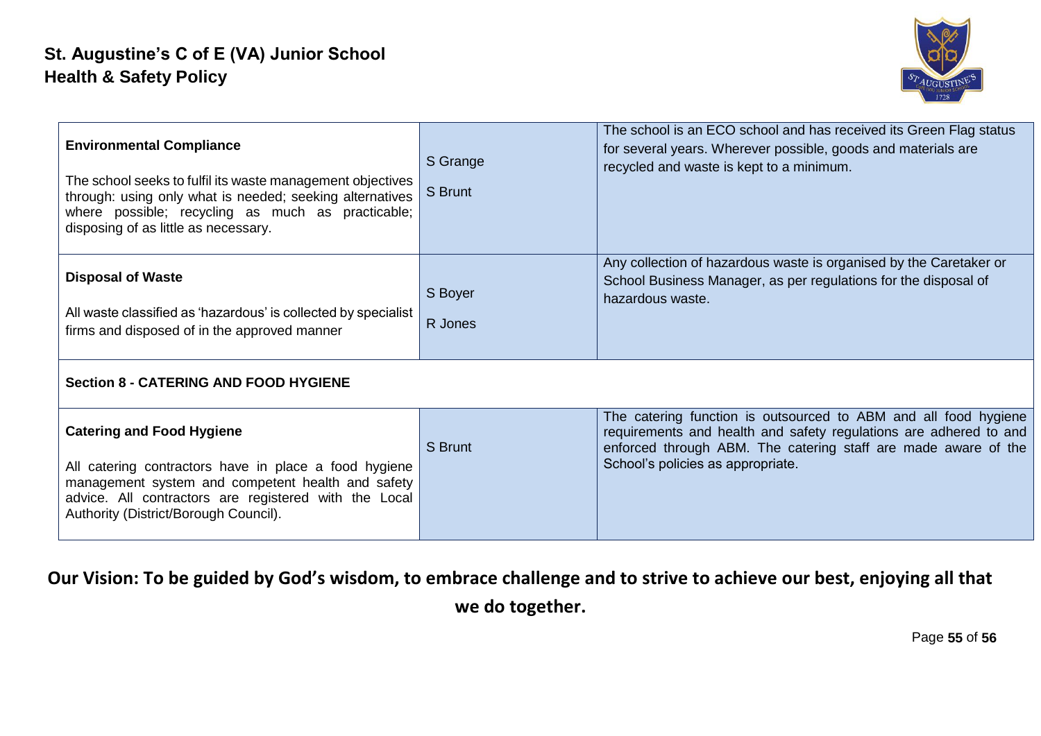| | | |
|---|---|---|
| **Environmental Compliance**<br><br>The school seeks to fulfil its waste management objectives through: using only what is needed; seeking alternatives where possible; recycling as much as practicable; disposing of as little as necessary. | S Grange<br><br>S Brunt | The school is an ECO school and has received its Green Flag status for several years. Wherever possible, goods and materials are recycled and waste is kept to a minimum. |
| **Disposal of Waste**<br><br>All waste classified as 'hazardous' is collected by specialist firms and disposed of in the approved manner | S Boyer<br><br>R Jones | Any collection of hazardous waste is organised by the Caretaker or School Business Manager, as per regulations for the disposal of hazardous waste. |
| **Section 8 - CATERING AND FOOD HYGIENE** | | |
| **Catering and Food Hygiene**<br><br>All catering contractors have in place a food hygiene management system and competent health and safety advice. All contractors are registered with the Local Authority (District/Borough Council). | S Brunt | The catering function is outsourced to ABM and all food hygiene requirements and health and safety regulations are adhered to and enforced through ABM. The catering staff are made aware of the School's policies as appropriate. |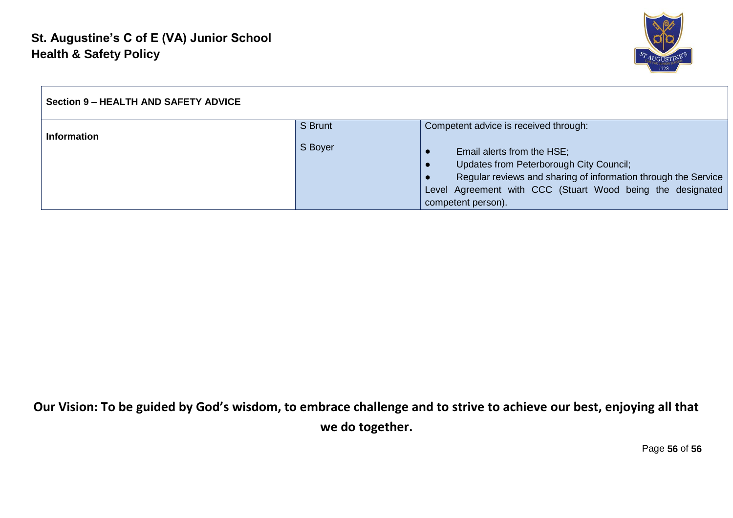| Section 9 – HEALTH AND SAFETY ADVICE | | |
|---|---|---|
| **Information** | S Brunt<br><br>S Boyer | Competent advice is received through:<br><br>● Email alerts from the HSE;<br>● Updates from Peterborough City Council;<br>● Regular reviews and sharing of information through the Service Level Agreement with CCC (Stuart Wood being the designated competent person). |

**Our Vision: To be guided by God's wisdom, to embrace challenge and to strive to achieve our best, enjoying all that we do together.**